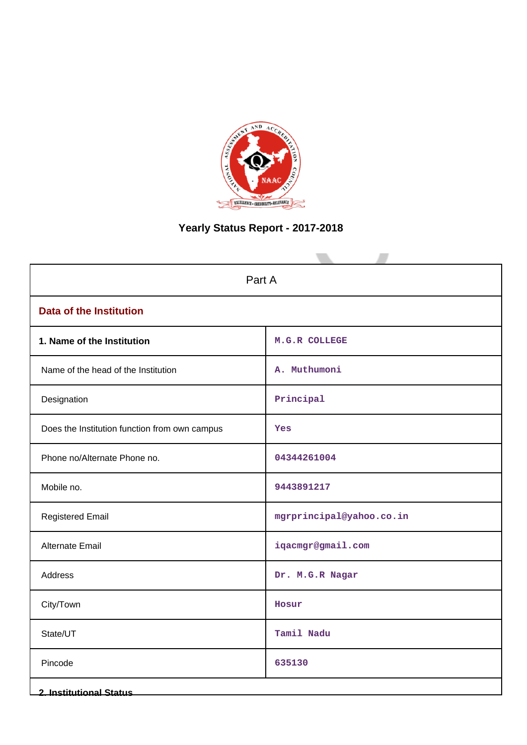# Yearly Status Report - 2017-2018

| Part A | |
|---|---|
| **Data of the Institution** | |
| **1. Name of the Institution** | M.G.R COLLEGE |
| Name of the head of the Institution | A. Muthumoni |
| Designation | Principal |
| Does the Institution function from own campus | Yes |
| Phone no/Alternate Phone no. | 04344261004 |
| Mobile no. | 9443891217 |
| Registered Email | mgrprincipal@yahoo.co.in |
| Alternate Email | iqacmgr@gmail.com |
| Address | Dr. M.G.R Nagar |
| City/Town | Hosur |
| State/UT | Tamil Nadu |
| Pincode | 635130 |

**2. Institutional Status**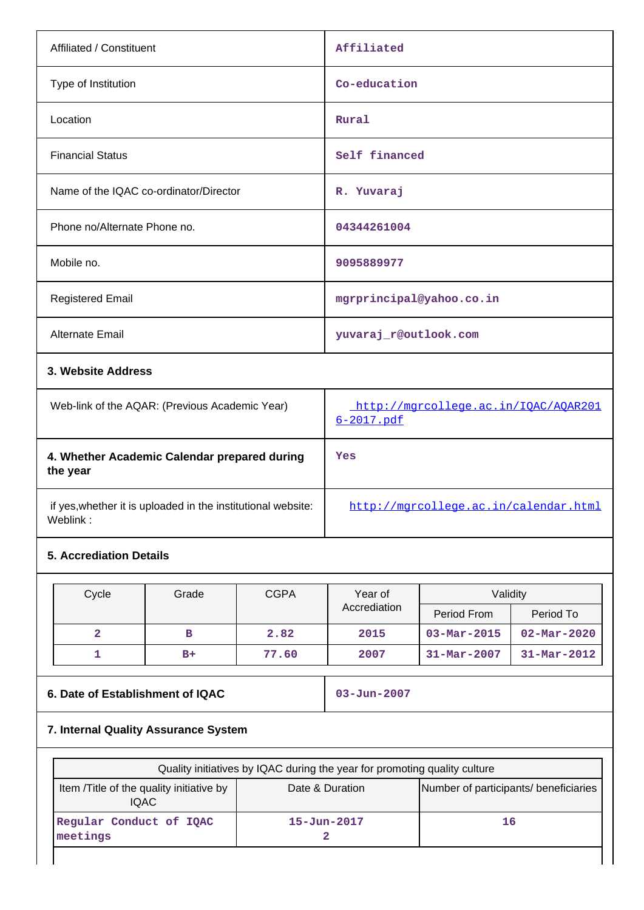| | |
|---|---|
| Affiliated / Constituent | Affiliated |
| Type of Institution | Co-education |
| Location | Rural |
| Financial Status | Self financed |
| Name of the IQAC co-ordinator/Director | R. Yuvaraj |
| Phone no/Alternate Phone no. | 04344261004 |
| Mobile no. | 9095889977 |
| Registered Email | mgrprincipal@yahoo.co.in |
| Alternate Email | yuvaraj_r@outlook.com |

**3. Website Address**

| | |
|---|---|
| Web-link of the AQAR: (Previous Academic Year) | http://mgrcollege.ac.in/IQAC/AQAR2016-2017.pdf |
| **4. Whether Academic Calendar prepared during the year** | Yes |
| if yes,whether it is uploaded in the institutional website: Weblink : | http://mgrcollege.ac.in/calendar.html |

**5. Accrediation Details**

| Cycle | Grade | CGPA | Year of Accrediation | Validity | |
|---|---|---|---|---|---|
| | | | | Period From | Period To |
| 2 | B | 2.82 | 2015 | 03-Mar-2015 | 02-Mar-2020 |
| 1 | B+ | 77.60 | 2007 | 31-Mar-2007 | 31-Mar-2012 |

| | |
|---|---|
| **6. Date of Establishment of IQAC** | 03-Jun-2007 |

**7. Internal Quality Assurance System**

| Quality initiatives by IQAC during the year for promoting quality culture | | |
|---|---|---|
| Item /Title of the quality initiative by IQAC | Date & Duration | Number of participants/ beneficiaries |
| Regular Conduct of IQAC meetings | 15-Jun-2017<br>2 | 16 |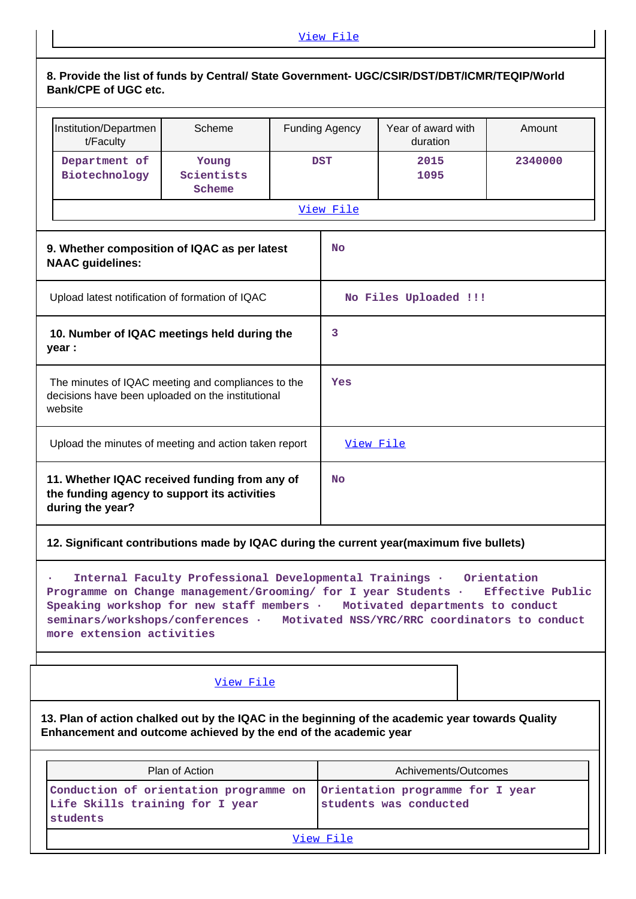View File

**8. Provide the list of funds by Central/ State Government- UGC/CSIR/DST/DBT/ICMR/TEQIP/World Bank/CPE of UGC etc.**

| Institution/Department/Faculty | Scheme | Funding Agency | Year of award with duration | Amount |
|---|---|---|---|---|
| Department of Biotechnology | Young Scientists Scheme | DST | 2015 1095 | 2340000 |

View File

| | |
|---|---|
| **9. Whether composition of IQAC as per latest NAAC guidelines:** | No |
| Upload latest notification of formation of IQAC | No Files Uploaded !!! |
| **10. Number of IQAC meetings held during the year :** | 3 |
| The minutes of IQAC meeting and compliances to the decisions have been uploaded on the institutional website | Yes |
| Upload the minutes of meeting and action taken report | View File |
| **11. Whether IQAC received funding from any of the funding agency to support its activities during the year?** | No |

**12. Significant contributions made by IQAC during the current year(maximum five bullets)**

· Internal Faculty Professional Developmental Trainings · Orientation Programme on Change management/Grooming/ for I year Students · Effective Public Speaking workshop for new staff members · Motivated departments to conduct seminars/workshops/conferences · Motivated NSS/YRC/RRC coordinators to conduct more extension activities

View File

**13. Plan of action chalked out by the IQAC in the beginning of the academic year towards Quality Enhancement and outcome achieved by the end of the academic year**

| Plan of Action | Achivements/Outcomes |
|---|---|
| Conduction of orientation programme on Life Skills training for I year students | Orientation programme for I year students was conducted |

View File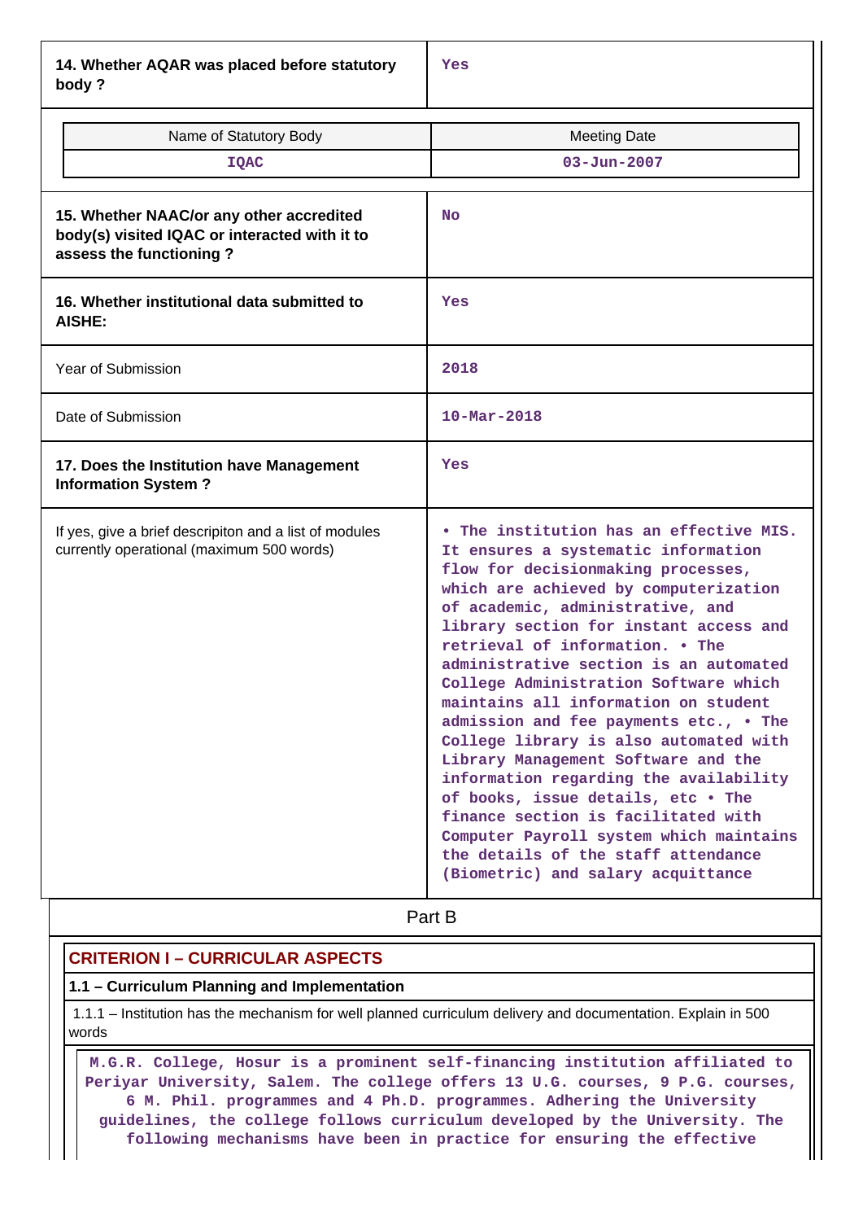| | |
|---|---|
| **14. Whether AQAR was placed before statutory body ?** | Yes |

| Name of Statutory Body | Meeting Date |
|---|---|
| IQAC | 03-Jun-2007 |

| | |
|---|---|
| **15. Whether NAAC/or any other accredited body(s) visited IQAC or interacted with it to assess the functioning ?** | No |
| **16. Whether institutional data submitted to AISHE:** | Yes |
| Year of Submission | 2018 |
| Date of Submission | 10-Mar-2018 |
| **17. Does the Institution have Management Information System ?** | Yes |
| If yes, give a brief descripiton and a list of modules currently operational (maximum 500 words) | • The institution has an effective MIS. It ensures a systematic information flow for decisionmaking processes, which are achieved by computerization of academic, administrative, and library section for instant access and retrieval of information. • The administrative section is an automated College Administration Software which maintains all information on student admission and fee payments etc., • The College library is also automated with Library Management Software and the information regarding the availability of books, issue details, etc • The finance section is facilitated with Computer Payroll system which maintains the details of the staff attendance (Biometric) and salary acquittance |

## Part B

### CRITERION I – CURRICULAR ASPECTS

**1.1 – Curriculum Planning and Implementation**

1.1.1 – Institution has the mechanism for well planned curriculum delivery and documentation. Explain in 500 words

M.G.R. College, Hosur is a prominent self-financing institution affiliated to Periyar University, Salem. The college offers 13 U.G. courses, 9 P.G. courses, 6 M. Phil. programmes and 4 Ph.D. programmes. Adhering the University guidelines, the college follows curriculum developed by the University. The following mechanisms have been in practice for ensuring the effective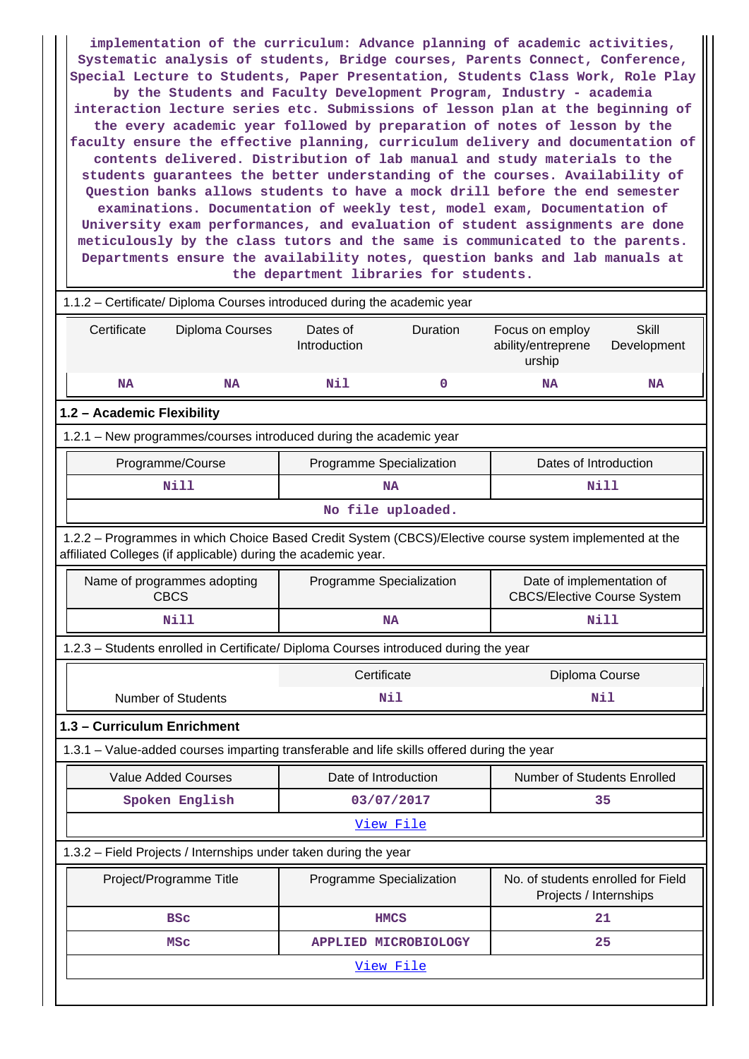**implementation of the curriculum: Advance planning of academic activities, Systematic analysis of students, Bridge courses, Parents Connect, Conference, Special Lecture to Students, Paper Presentation, Students Class Work, Role Play by the Students and Faculty Development Program, Industry - academia interaction lecture series etc. Submissions of lesson plan at the beginning of the every academic year followed by preparation of notes of lesson by the faculty ensure the effective planning, curriculum delivery and documentation of contents delivered. Distribution of lab manual and study materials to the students guarantees the better understanding of the courses. Availability of Question banks allows students to have a mock drill before the end semester examinations. Documentation of weekly test, model exam, Documentation of University exam performances, and evaluation of student assignments are done meticulously by the class tutors and the same is communicated to the parents. Departments ensure the availability notes, question banks and lab manuals at the department libraries for students.**

1.1.2 – Certificate/ Diploma Courses introduced during the academic year

| Certificate | Diploma Courses | Dates of Introduction | Duration | Focus on employ ability/entrepreneurship | Skill Development |
|---|---|---|---|---|---|
| NA | NA | Nil | 0 | NA | NA |

## 1.2 – Academic Flexibility

1.2.1 – New programmes/courses introduced during the academic year

| Programme/Course | Programme Specialization | Dates of Introduction |
|---|---|---|
| Nill | NA | Nill |
| No file uploaded. | | |

1.2.2 – Programmes in which Choice Based Credit System (CBCS)/Elective course system implemented at the affiliated Colleges (if applicable) during the academic year.

| Name of programmes adopting CBCS | Programme Specialization | Date of implementation of CBCS/Elective Course System |
|---|---|---|
| Nill | NA | Nill |

1.2.3 – Students enrolled in Certificate/ Diploma Courses introduced during the year

| | Certificate | Diploma Course |
|---|---|---|
| Number of Students | Nil | Nil |

## 1.3 – Curriculum Enrichment

1.3.1 – Value-added courses imparting transferable and life skills offered during the year

| Value Added Courses | Date of Introduction | Number of Students Enrolled |
|---|---|---|
| Spoken English | 03/07/2017 | 35 |
| View File | | |

1.3.2 – Field Projects / Internships under taken during the year

| Project/Programme Title | Programme Specialization | No. of students enrolled for Field Projects / Internships |
|---|---|---|
| BSc | HMCS | 21 |
| MSc | APPLIED MICROBIOLOGY | 25 |
| View File | | |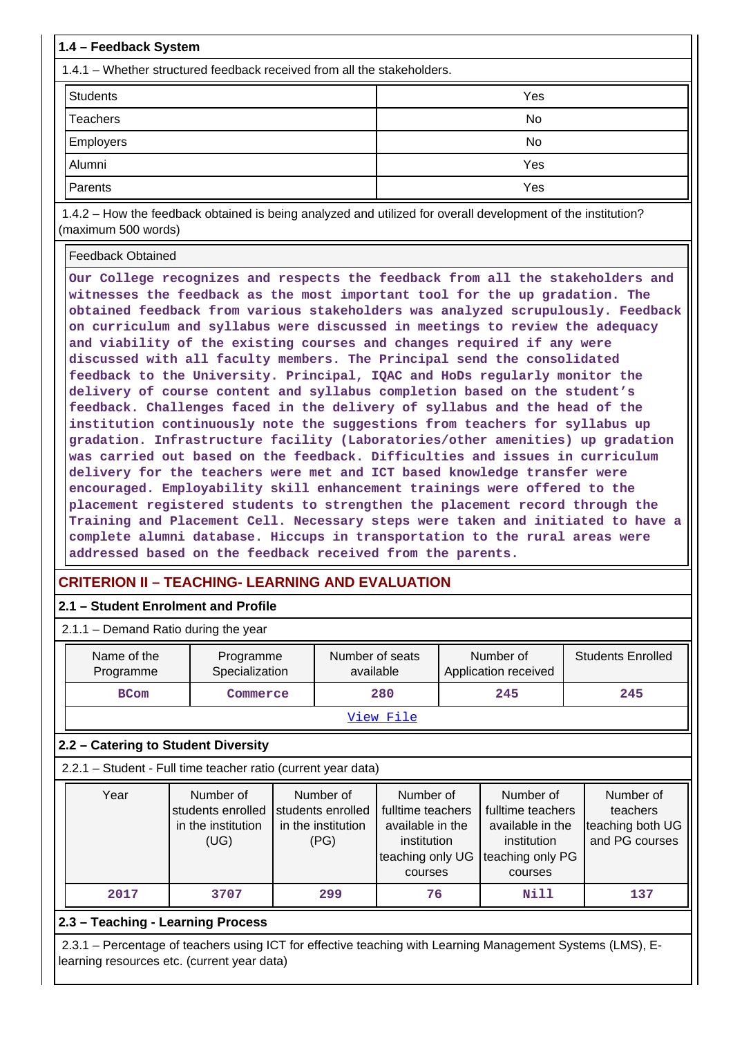**1.4 – Feedback System**

1.4.1 – Whether structured feedback received from all the stakeholders.

| | |
|---|---|
| Students | Yes |
| Teachers | No |
| Employers | No |
| Alumni | Yes |
| Parents | Yes |

1.4.2 – How the feedback obtained is being analyzed and utilized for overall development of the institution? (maximum 500 words)

| Feedback Obtained |
|---|
| Our College recognizes and respects the feedback from all the stakeholders and witnesses the feedback as the most important tool for the up gradation. The obtained feedback from various stakeholders was analyzed scrupulously. Feedback on curriculum and syllabus were discussed in meetings to review the adequacy and viability of the existing courses and changes required if any were discussed with all faculty members. The Principal send the consolidated feedback to the University. Principal, IQAC and HoDs regularly monitor the delivery of course content and syllabus completion based on the student's feedback. Challenges faced in the delivery of syllabus and the head of the institution continuously note the suggestions from teachers for syllabus up gradation. Infrastructure facility (Laboratories/other amenities) up gradation was carried out based on the feedback. Difficulties and issues in curriculum delivery for the teachers were met and ICT based knowledge transfer were encouraged. Employability skill enhancement trainings were offered to the placement registered students to strengthen the placement record through the Training and Placement Cell. Necessary steps were taken and initiated to have a complete alumni database. Hiccups in transportation to the rural areas were addressed based on the feedback received from the parents. |

## CRITERION II – TEACHING- LEARNING AND EVALUATION

**2.1 – Student Enrolment and Profile**

2.1.1 – Demand Ratio during the year

| Name of the Programme | Programme Specialization | Number of seats available | Number of Application received | Students Enrolled |
|---|---|---|---|---|
| BCom | Commerce | 280 | 245 | 245 |
| View File | | | | |

**2.2 – Catering to Student Diversity**

2.2.1 – Student - Full time teacher ratio (current year data)

| Year | Number of students enrolled in the institution (UG) | Number of students enrolled in the institution (PG) | Number of fulltime teachers available in the institution teaching only UG courses | Number of fulltime teachers available in the institution teaching only PG courses | Number of teachers teaching both UG and PG courses |
|---|---|---|---|---|---|
| 2017 | 3707 | 299 | 76 | Nill | 137 |

**2.3 – Teaching - Learning Process**

2.3.1 – Percentage of teachers using ICT for effective teaching with Learning Management Systems (LMS), E-learning resources etc. (current year data)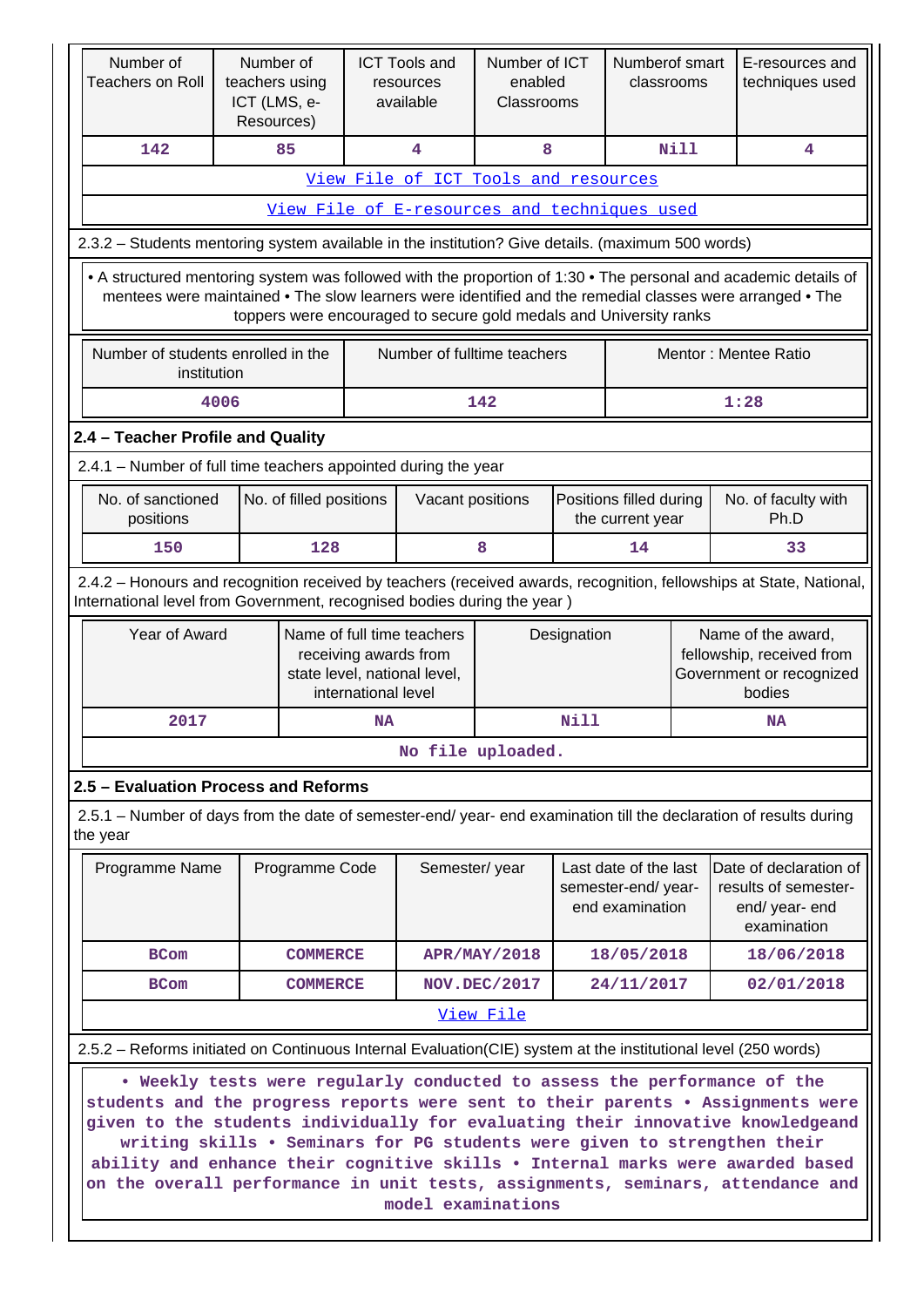| Number of Teachers on Roll | Number of teachers using ICT (LMS, e-Resources) | ICT Tools and resources available | Number of ICT enabled Classrooms | Numberof smart classrooms | E-resources and techniques used |
|---|---|---|---|---|---|
| 142 | 85 | 4 | 8 | Nill | 4 |
| View File of ICT Tools and resources | | | | | |
| View File of E-resources and techniques used | | | | | |

2.3.2 – Students mentoring system available in the institution? Give details. (maximum 500 words)

• A structured mentoring system was followed with the proportion of 1:30 • The personal and academic details of mentees were maintained • The slow learners were identified and the remedial classes were arranged • The toppers were encouraged to secure gold medals and University ranks

| Number of students enrolled in the institution | Number of fulltime teachers | Mentor : Mentee Ratio |
|---|---|---|
| 4006 | 142 | 1:28 |

## 2.4 – Teacher Profile and Quality

2.4.1 – Number of full time teachers appointed during the year

| No. of sanctioned positions | No. of filled positions | Vacant positions | Positions filled during the current year | No. of faculty with Ph.D |
|---|---|---|---|---|
| 150 | 128 | 8 | 14 | 33 |

2.4.2 – Honours and recognition received by teachers (received awards, recognition, fellowships at State, National, International level from Government, recognised bodies during the year )

| Year of Award | Name of full time teachers receiving awards from state level, national level, international level | Designation | Name of the award, fellowship, received from Government or recognized bodies |
|---|---|---|---|
| 2017 | NA | Nill | NA |
| No file uploaded. | | | |

## 2.5 – Evaluation Process and Reforms

2.5.1 – Number of days from the date of semester-end/ year- end examination till the declaration of results during the year

| Programme Name | Programme Code | Semester/ year | Last date of the last semester-end/ year-end examination | Date of declaration of results of semester-end/ year- end examination |
|---|---|---|---|---|
| BCom | COMMERCE | APR/MAY/2018 | 18/05/2018 | 18/06/2018 |
| BCom | COMMERCE | NOV.DEC/2017 | 24/11/2017 | 02/01/2018 |
| View File | | | | |

2.5.2 – Reforms initiated on Continuous Internal Evaluation(CIE) system at the institutional level (250 words)

• Weekly tests were regularly conducted to assess the performance of the students and the progress reports were sent to their parents • Assignments were given to the students individually for evaluating their innovative knowledgeand writing skills • Seminars for PG students were given to strengthen their ability and enhance their cognitive skills • Internal marks were awarded based on the overall performance in unit tests, assignments, seminars, attendance and model examinations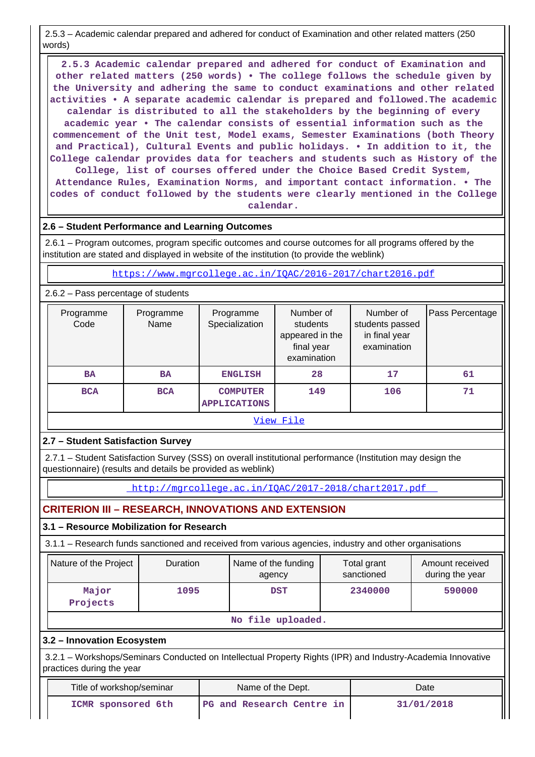2.5.3 – Academic calendar prepared and adhered for conduct of Examination and other related matters (250 words)

**2.5.3 Academic calendar prepared and adhered for conduct of Examination and other related matters (250 words) • The college follows the schedule given by the University and adhering the same to conduct examinations and other related activities • A separate academic calendar is prepared and followed.The academic calendar is distributed to all the stakeholders by the beginning of every academic year • The calendar consists of essential information such as the commencement of the Unit test, Model exams, Semester Examinations (both Theory and Practical), Cultural Events and public holidays. • In addition to it, the College calendar provides data for teachers and students such as History of the College, list of courses offered under the Choice Based Credit System, Attendance Rules, Examination Norms, and important contact information. • The codes of conduct followed by the students were clearly mentioned in the College calendar.**

## 2.6 – Student Performance and Learning Outcomes

2.6.1 – Program outcomes, program specific outcomes and course outcomes for all programs offered by the institution are stated and displayed in website of the institution (to provide the weblink)

https://www.mgrcollege.ac.in/IQAC/2016-2017/chart2016.pdf

2.6.2 – Pass percentage of students

| Programme Code | Programme Name | Programme Specialization | Number of students appeared in the final year examination | Number of students passed in final year examination | Pass Percentage |
|---|---|---|---|---|---|
| BA | BA | ENGLISH | 28 | 17 | 61 |
| BCA | BCA | COMPUTER APPLICATIONS | 149 | 106 | 71 |

View File

## 2.7 – Student Satisfaction Survey

2.7.1 – Student Satisfaction Survey (SSS) on overall institutional performance (Institution may design the questionnaire) (results and details be provided as weblink)

http://mgrcollege.ac.in/IQAC/2017-2018/chart2017.pdf

# CRITERION III – RESEARCH, INNOVATIONS AND EXTENSION

## 3.1 – Resource Mobilization for Research

3.1.1 – Research funds sanctioned and received from various agencies, industry and other organisations

| Nature of the Project | Duration | Name of the funding agency | Total grant sanctioned | Amount received during the year |
|---|---|---|---|---|
| Major Projects | 1095 | DST | 2340000 | 590000 |

No file uploaded.

## 3.2 – Innovation Ecosystem

3.2.1 – Workshops/Seminars Conducted on Intellectual Property Rights (IPR) and Industry-Academia Innovative practices during the year

| Title of workshop/seminar | Name of the Dept. | Date |
|---|---|---|
| ICMR sponsored 6th | PG and Research Centre in | 31/01/2018 |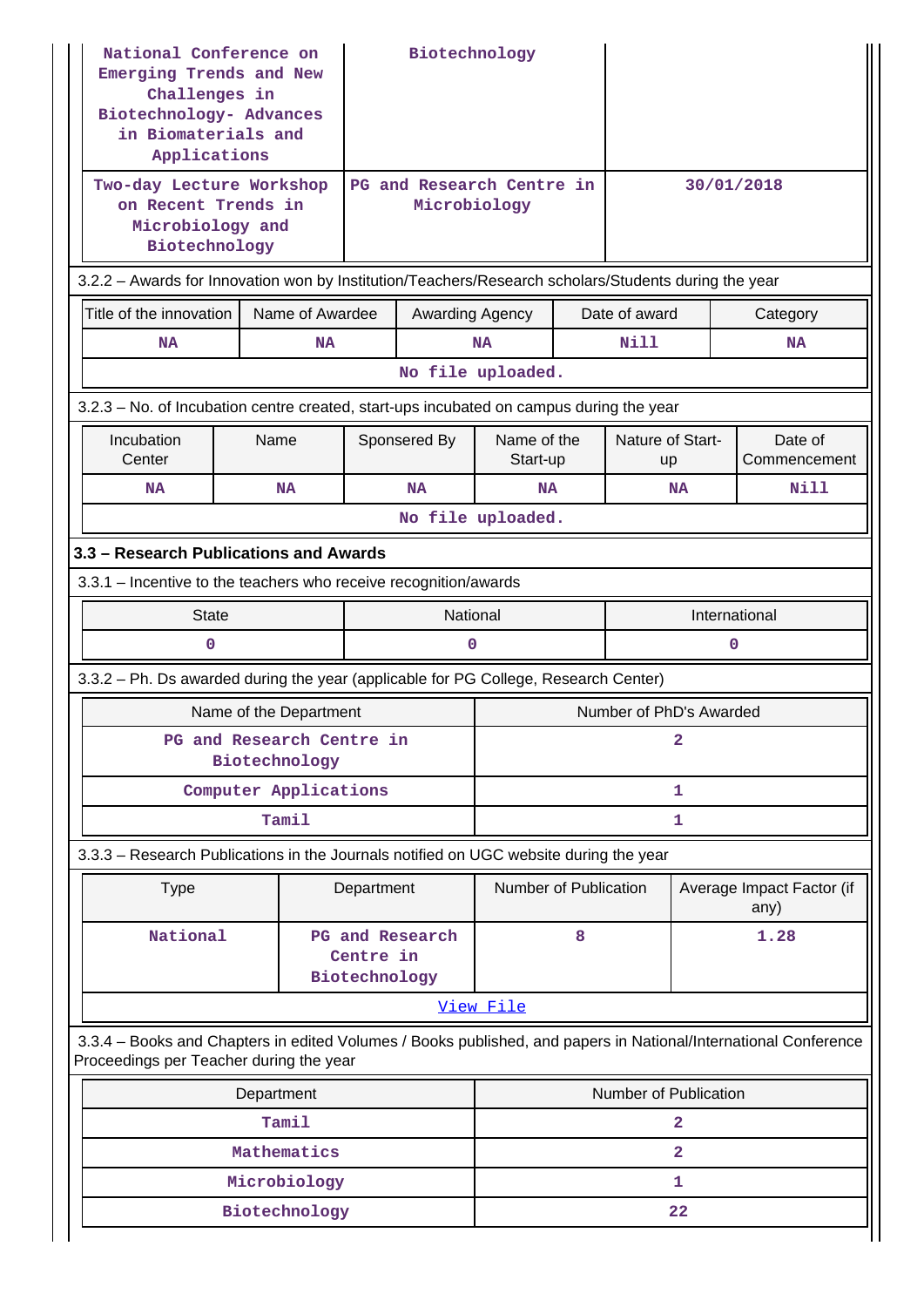| | | |
|---|---|---|
| National Conference on Emerging Trends and New Challenges in Biotechnology- Advances in Biomaterials and Applications | Biotechnology | |
| Two-day Lecture Workshop on Recent Trends in Microbiology and Biotechnology | PG and Research Centre in Microbiology | 30/01/2018 |

3.2.2 – Awards for Innovation won by Institution/Teachers/Research scholars/Students during the year

| Title of the innovation | Name of Awardee | Awarding Agency | Date of award | Category |
|---|---|---|---|---|
| NA | NA | NA | Nill | NA |
| No file uploaded. | | | | |

3.2.3 – No. of Incubation centre created, start-ups incubated on campus during the year

| Incubation Center | Name | Sponsered By | Name of the Start-up | Nature of Start-up | Date of Commencement |
|---|---|---|---|---|---|
| NA | NA | NA | NA | NA | Nill |
| No file uploaded. | | | | | |

### 3.3 – Research Publications and Awards

3.3.1 – Incentive to the teachers who receive recognition/awards

| State | National | International |
|---|---|---|
| 0 | 0 | 0 |

3.3.2 – Ph. Ds awarded during the year (applicable for PG College, Research Center)

| Name of the Department | Number of PhD's Awarded |
|---|---|
| PG and Research Centre in Biotechnology | 2 |
| Computer Applications | 1 |
| Tamil | 1 |

3.3.3 – Research Publications in the Journals notified on UGC website during the year

| Type | Department | Number of Publication | Average Impact Factor (if any) |
|---|---|---|---|
| National | PG and Research Centre in Biotechnology | 8 | 1.28 |
| View File | | | |

3.3.4 – Books and Chapters in edited Volumes / Books published, and papers in National/International Conference Proceedings per Teacher during the year

| Department | Number of Publication |
|---|---|
| Tamil | 2 |
| Mathematics | 2 |
| Microbiology | 1 |
| Biotechnology | 22 |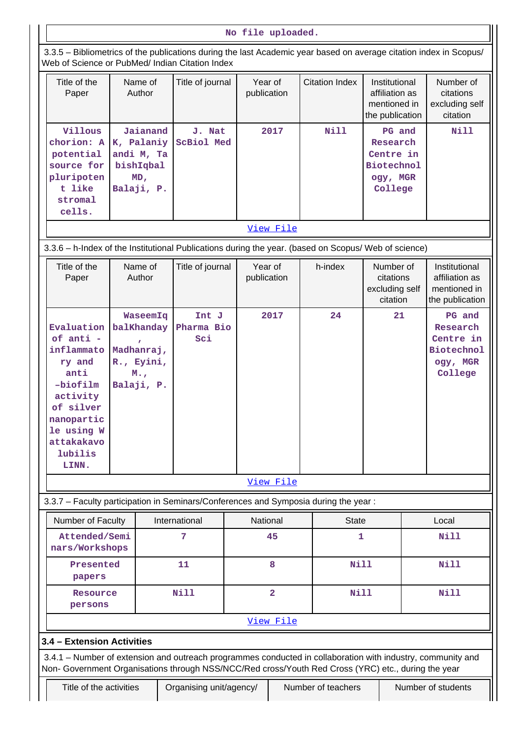No file uploaded.

3.3.5 – Bibliometrics of the publications during the last Academic year based on average citation index in Scopus/ Web of Science or PubMed/ Indian Citation Index

| Title of the Paper | Name of Author | Title of journal | Year of publication | Citation Index | Institutional affiliation as mentioned in the publication | Number of citations excluding self citation |
|---|---|---|---|---|---|---|
| Villous chorion: A potential source for pluripotent like stromal cells. | Jaianand K, Palaniyandi M, TabishIqbal MD, Balaji, P. | J. Nat ScBiol Med | 2017 | Nill | PG and Research Centre in Biotechnology, MGR College | Nill |

View File

3.3.6 – h-Index of the Institutional Publications during the year. (based on Scopus/ Web of science)

| Title of the Paper | Name of Author | Title of journal | Year of publication | h-index | Number of citations excluding self citation | Institutional affiliation as mentioned in the publication |
|---|---|---|---|---|---|---|
| Evaluation of anti - inflammatory and anti -biofilm activity of silver nanoparticle using Wattakakavo lubilis LINN. | WaseemIqbalKhanday, Madhanraj, R., Eyini, M., Balaji, P. | Int J Pharma Bio Sci | 2017 | 24 | 21 | PG and Research Centre in Biotechnology, MGR College |

View File

3.3.7 – Faculty participation in Seminars/Conferences and Symposia during the year :

| Number of Faculty | International | National | State | Local |
|---|---|---|---|---|
| Attended/Seminars/Workshops | 7 | 45 | 1 | Nill |
| Presented papers | 11 | 8 | Nill | Nill |
| Resource persons | Nill | 2 | Nill | Nill |

View File

### 3.4 – Extension Activities

3.4.1 – Number of extension and outreach programmes conducted in collaboration with industry, community and Non- Government Organisations through NSS/NCC/Red cross/Youth Red Cross (YRC) etc., during the year

| Title of the activities | Organising unit/agency/ | Number of teachers | Number of students |
|---|---|---|---|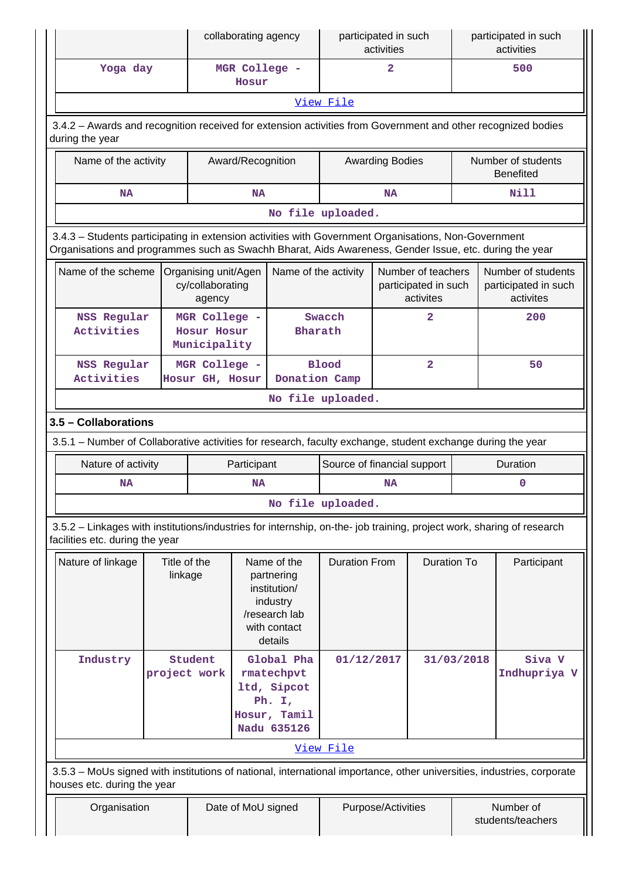| | collaborating agency | participated in such activities | participated in such activities |
|---|---|---|---|
| Yoga day | MGR College - Hosur | 2 | 500 |
| View File | | | |

3.4.2 – Awards and recognition received for extension activities from Government and other recognized bodies during the year

| Name of the activity | Award/Recognition | Awarding Bodies | Number of students Benefited |
|---|---|---|---|
| NA | NA | NA | Nill |
| No file uploaded. | | | |

3.4.3 – Students participating in extension activities with Government Organisations, Non-Government Organisations and programmes such as Swachh Bharat, Aids Awareness, Gender Issue, etc. during the year

| Name of the scheme | Organising unit/Agency/collaborating agency | Name of the activity | Number of teachers participated in such activites | Number of students participated in such activites |
|---|---|---|---|---|
| NSS Regular Activities | MGR College - Hosur Hosur Municipality | Swacch Bharath | 2 | 200 |
| NSS Regular Activities | MGR College - Hosur GH, Hosur | Blood Donation Camp | 2 | 50 |
| No file uploaded. | | | | |

### 3.5 – Collaborations

3.5.1 – Number of Collaborative activities for research, faculty exchange, student exchange during the year

| Nature of activity | Participant | Source of financial support | Duration |
|---|---|---|---|
| NA | NA | NA | 0 |
| No file uploaded. | | | |

3.5.2 – Linkages with institutions/industries for internship, on-the- job training, project work, sharing of research facilities etc. during the year

| Nature of linkage | Title of the linkage | Name of the partnering institution/ industry /research lab with contact details | Duration From | Duration To | Participant |
|---|---|---|---|---|---|
| Industry | Student project work | Global Pharmatechpvt ltd, Sipcot Ph. I, Hosur, Tamil Nadu 635126 | 01/12/2017 | 31/03/2018 | Siva V Indhupriya V |
| View File | | | | | |

3.5.3 – MoUs signed with institutions of national, international importance, other universities, industries, corporate houses etc. during the year

| Organisation | Date of MoU signed | Purpose/Activities | Number of students/teachers |
|---|---|---|---|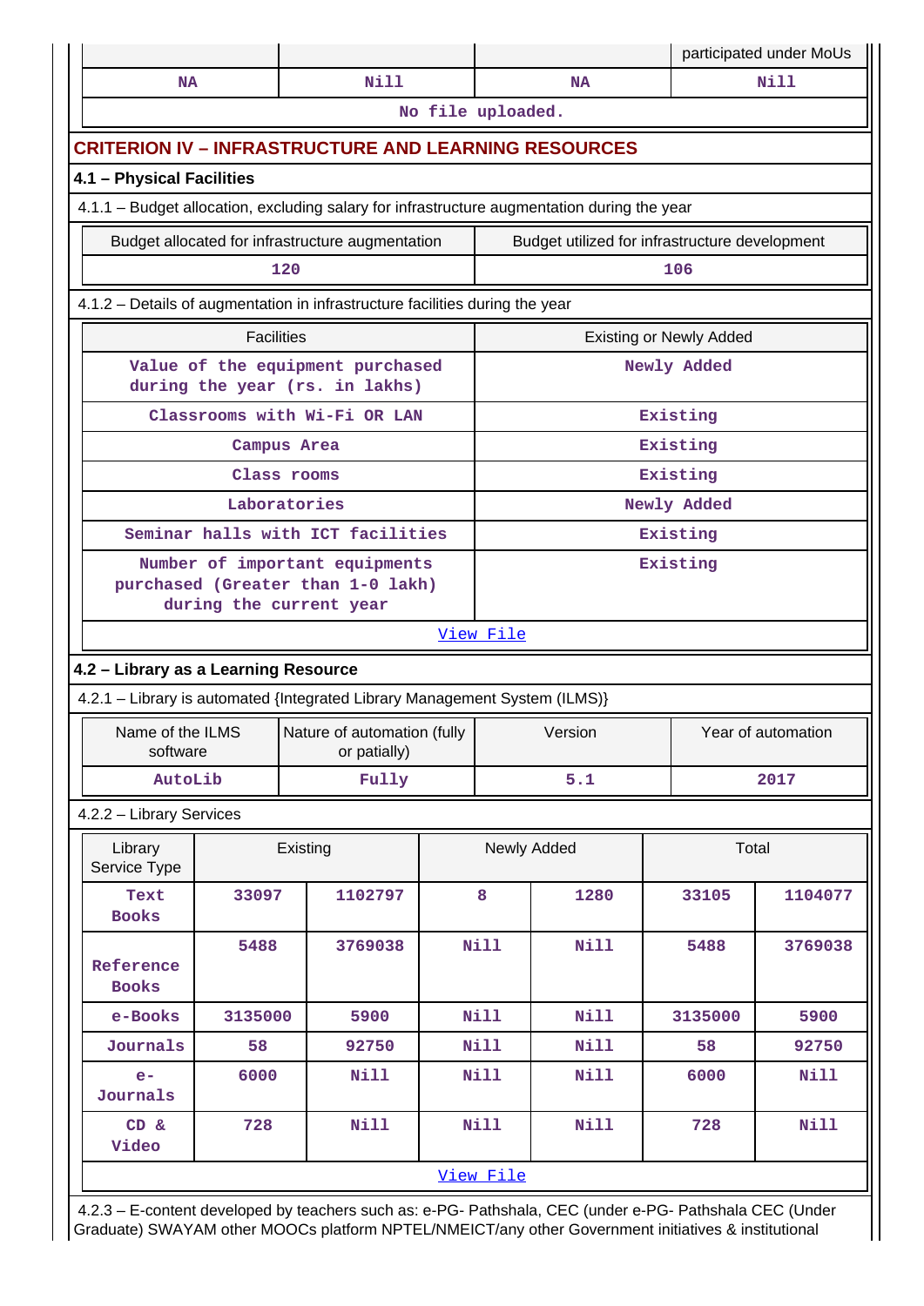| | | | participated under MoUs |
|---|---|---|---|
| NA | Nill | NA | Nill |
| No file uploaded. | | | |

## CRITERION IV – INFRASTRUCTURE AND LEARNING RESOURCES

### 4.1 – Physical Facilities

4.1.1 – Budget allocation, excluding salary for infrastructure augmentation during the year

| Budget allocated for infrastructure augmentation | Budget utilized for infrastructure development |
|---|---|
| 120 | 106 |

4.1.2 – Details of augmentation in infrastructure facilities during the year

| Facilities | Existing or Newly Added |
|---|---|
| Value of the equipment purchased during the year (rs. in lakhs) | Newly Added |
| Classrooms with Wi-Fi OR LAN | Existing |
| Campus Area | Existing |
| Class rooms | Existing |
| Laboratories | Newly Added |
| Seminar halls with ICT facilities | Existing |
| Number of important equipments purchased (Greater than 1-0 lakh) during the current year | Existing |
| View File | |

### 4.2 – Library as a Learning Resource

4.2.1 – Library is automated {Integrated Library Management System (ILMS)}

| Name of the ILMS software | Nature of automation (fully or patially) | Version | Year of automation |
|---|---|---|---|
| AutoLib | Fully | 5.1 | 2017 |

4.2.2 – Library Services

| Library Service Type | Existing | | Newly Added | | Total | |
|---|---|---|---|---|---|---|
| Text Books | 33097 | 1102797 | 8 | 1280 | 33105 | 1104077 |
| Reference Books | 5488 | 3769038 | Nill | Nill | 5488 | 3769038 |
| e-Books | 3135000 | 5900 | Nill | Nill | 3135000 | 5900 |
| Journals | 58 | 92750 | Nill | Nill | 58 | 92750 |
| e-Journals | 6000 | Nill | Nill | Nill | 6000 | Nill |
| CD & Video | 728 | Nill | Nill | Nill | 728 | Nill |
| View File | | | | | | |

4.2.3 – E-content developed by teachers such as: e-PG- Pathshala, CEC (under e-PG- Pathshala CEC (Under Graduate) SWAYAM other MOOCs platform NPTEL/NMEICT/any other Government initiatives & institutional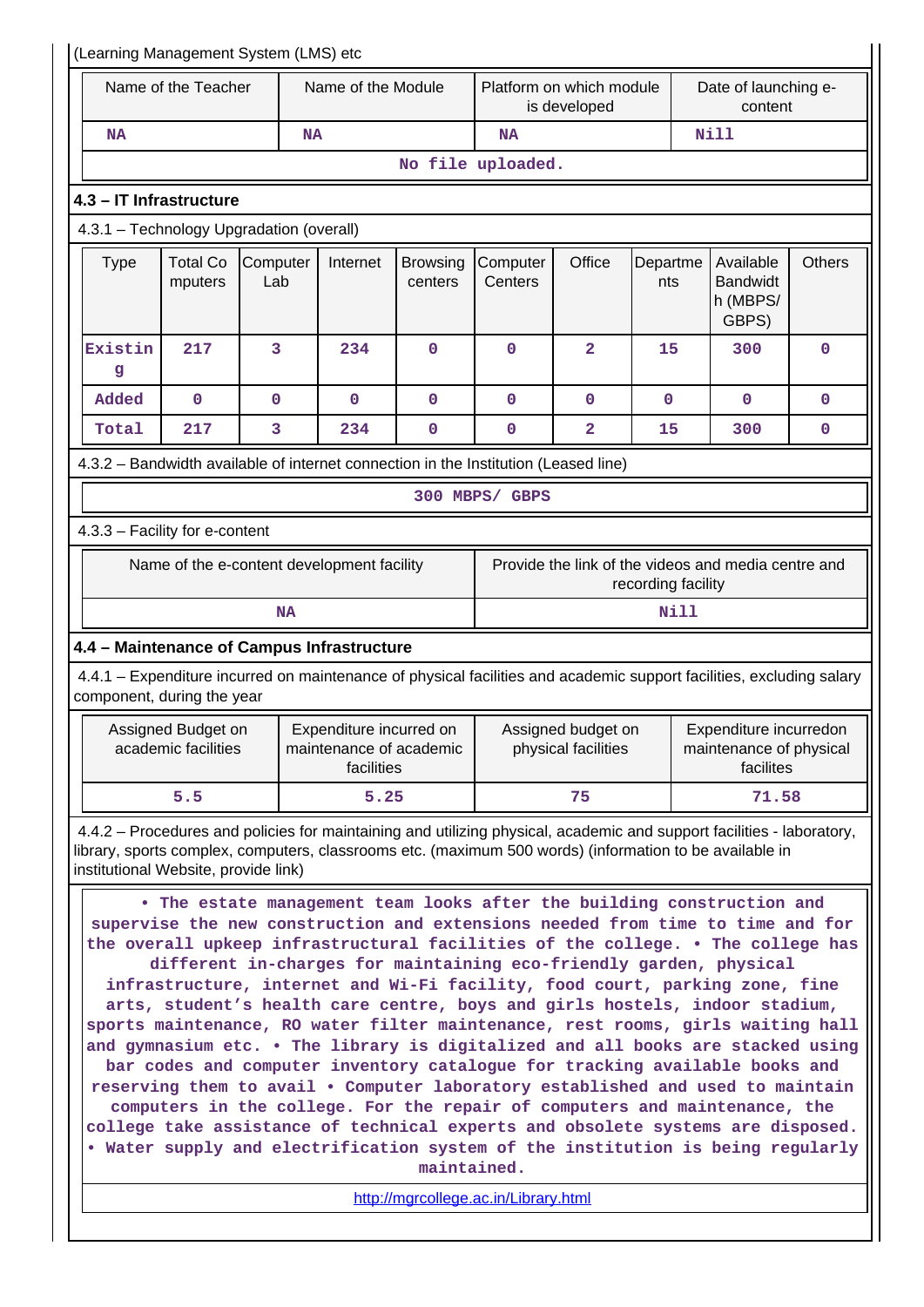(Learning Management System (LMS) etc

| Name of the Teacher | Name of the Module | Platform on which module is developed | Date of launching e-content |
|---|---|---|---|
| NA | NA | NA | Nill |
| No file uploaded. | | | |

### 4.3 – IT Infrastructure

4.3.1 – Technology Upgradation (overall)

| Type | Total Computers | Computer Lab | Internet | Browsing centers | Computer Centers | Office | Departments | Available Bandwidth (MBPS/ GBPS) | Others |
|---|---|---|---|---|---|---|---|---|---|
| Existing | 217 | 3 | 234 | 0 | 0 | 2 | 15 | 300 | 0 |
| Added | 0 | 0 | 0 | 0 | 0 | 0 | 0 | 0 | 0 |
| Total | 217 | 3 | 234 | 0 | 0 | 2 | 15 | 300 | 0 |

4.3.2 – Bandwidth available of internet connection in the Institution (Leased line)

300 MBPS/ GBPS

4.3.3 – Facility for e-content

| Name of the e-content development facility | Provide the link of the videos and media centre and recording facility |
|---|---|
| NA | Nill |

### 4.4 – Maintenance of Campus Infrastructure

4.4.1 – Expenditure incurred on maintenance of physical facilities and academic support facilities, excluding salary component, during the year

| Assigned Budget on academic facilities | Expenditure incurred on maintenance of academic facilities | Assigned budget on physical facilities | Expenditure incurredon maintenance of physical facilites |
|---|---|---|---|
| 5.5 | 5.25 | 75 | 71.58 |

4.4.2 – Procedures and policies for maintaining and utilizing physical, academic and support facilities - laboratory, library, sports complex, computers, classrooms etc. (maximum 500 words) (information to be available in institutional Website, provide link)

• The estate management team looks after the building construction and supervise the new construction and extensions needed from time to time and for the overall upkeep infrastructural facilities of the college. • The college has different in-charges for maintaining eco-friendly garden, physical infrastructure, internet and Wi-Fi facility, food court, parking zone, fine arts, student's health care centre, boys and girls hostels, indoor stadium, sports maintenance, RO water filter maintenance, rest rooms, girls waiting hall and gymnasium etc. • The library is digitalized and all books are stacked using bar codes and computer inventory catalogue for tracking available books and reserving them to avail • Computer laboratory established and used to maintain computers in the college. For the repair of computers and maintenance, the college take assistance of technical experts and obsolete systems are disposed. • Water supply and electrification system of the institution is being regularly maintained.

http://mgrcollege.ac.in/Library.html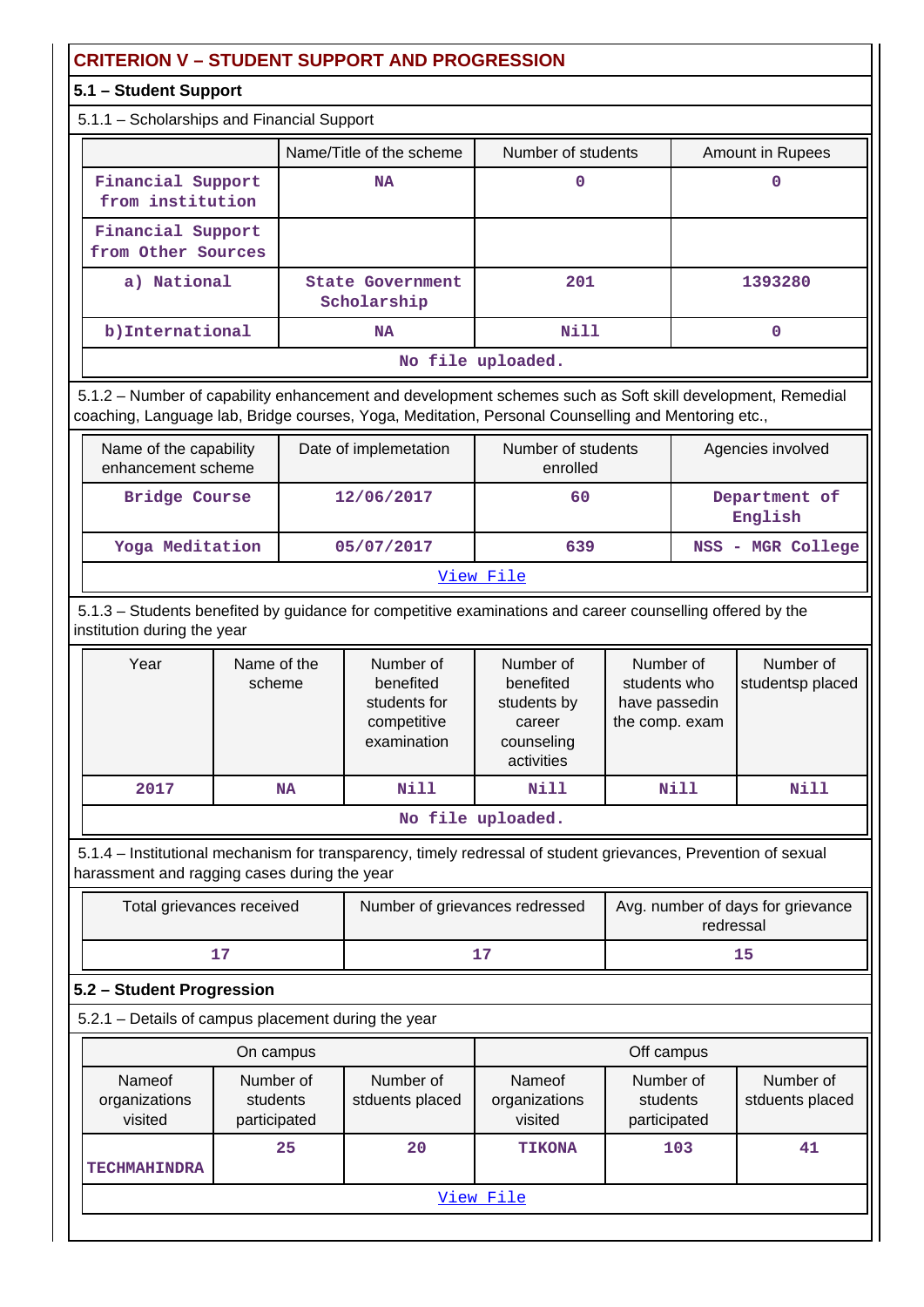# CRITERION V – STUDENT SUPPORT AND PROGRESSION

## 5.1 – Student Support

5.1.1 – Scholarships and Financial Support

| | Name/Title of the scheme | Number of students | Amount in Rupees |
|---|---|---|---|
| Financial Support from institution | NA | 0 | 0 |
| Financial Support from Other Sources | | | |
| a) National | State Government Scholarship | 201 | 1393280 |
| b)International | NA | Nill | 0 |
| No file uploaded. | | | |

5.1.2 – Number of capability enhancement and development schemes such as Soft skill development, Remedial coaching, Language lab, Bridge courses, Yoga, Meditation, Personal Counselling and Mentoring etc.,

| Name of the capability enhancement scheme | Date of implemetation | Number of students enrolled | Agencies involved |
|---|---|---|---|
| Bridge Course | 12/06/2017 | 60 | Department of English |
| Yoga Meditation | 05/07/2017 | 639 | NSS - MGR College |
| View File | | | |

5.1.3 – Students benefited by guidance for competitive examinations and career counselling offered by the institution during the year

| Year | Name of the scheme | Number of benefited students for competitive examination | Number of benefited students by career counseling activities | Number of students who have passedin the comp. exam | Number of studentsp placed |
|---|---|---|---|---|---|
| 2017 | NA | Nill | Nill | Nill | Nill |
| No file uploaded. | | | | | |

5.1.4 – Institutional mechanism for transparency, timely redressal of student grievances, Prevention of sexual harassment and ragging cases during the year

| Total grievances received | Number of grievances redressed | Avg. number of days for grievance redressal |
|---|---|---|
| 17 | 17 | 15 |

## 5.2 – Student Progression

5.2.1 – Details of campus placement during the year

| On campus | | | Off campus | | |
|---|---|---|---|---|---|
| Nameof organizations visited | Number of students participated | Number of stduents placed | Nameof organizations visited | Number of students participated | Number of stduents placed |
| TECHMAHINDRA | 25 | 20 | TIKONA | 103 | 41 |
| View File | | | | | |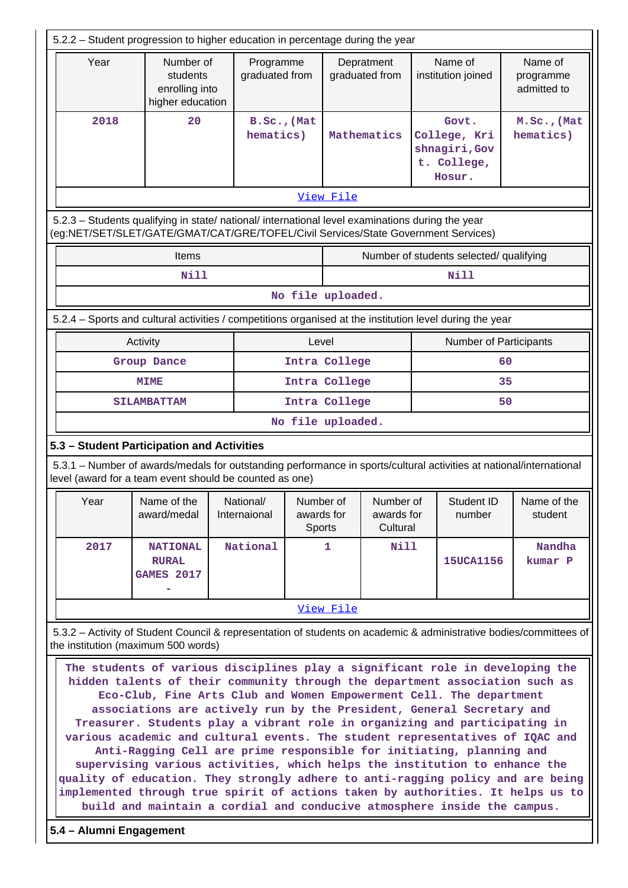5.2.2 – Student progression to higher education in percentage during the year

| Year | Number of students enrolling into higher education | Programme graduated from | Depratment graduated from | Name of institution joined | Name of programme admitted to |
|---|---|---|---|---|---|
| 2018 | 20 | B.Sc.,(Mathematics) | Mathematics | Govt. College, Krishnagiri,Govt. College, Hosur. | M.Sc.,(Mathematics) |

View File

5.2.3 – Students qualifying in state/ national/ international level examinations during the year (eg:NET/SET/SLET/GATE/GMAT/CAT/GRE/TOFEL/Civil Services/State Government Services)

| Items | Number of students selected/ qualifying |
|---|---|
| Nill | Nill |

No file uploaded.

5.2.4 – Sports and cultural activities / competitions organised at the institution level during the year

| Activity | Level | Number of Participants |
|---|---|---|
| Group Dance | Intra College | 60 |
| MIME | Intra College | 35 |
| SILAMBATTAM | Intra College | 50 |

No file uploaded.

## 5.3 – Student Participation and Activities

5.3.1 – Number of awards/medals for outstanding performance in sports/cultural activities at national/international level (award for a team event should be counted as one)

| Year | Name of the award/medal | National/ Internaional | Number of awards for Sports | Number of awards for Cultural | Student ID number | Name of the student |
|---|---|---|---|---|---|---|
| 2017 | NATIONAL RURAL GAMES 2017 - | National | 1 | Nill | 15UCA1156 | Nandha kumar P |

View File

5.3.2 – Activity of Student Council & representation of students on academic & administrative bodies/committees of the institution (maximum 500 words)

The students of various disciplines play a significant role in developing the hidden talents of their community through the department association such as Eco-Club, Fine Arts Club and Women Empowerment Cell. The department associations are actively run by the President, General Secretary and Treasurer. Students play a vibrant role in organizing and participating in various academic and cultural events. The student representatives of IQAC and Anti-Ragging Cell are prime responsible for initiating, planning and supervising various activities, which helps the institution to enhance the quality of education. They strongly adhere to anti-ragging policy and are being implemented through true spirit of actions taken by authorities. It helps us to build and maintain a cordial and conducive atmosphere inside the campus.

## 5.4 – Alumni Engagement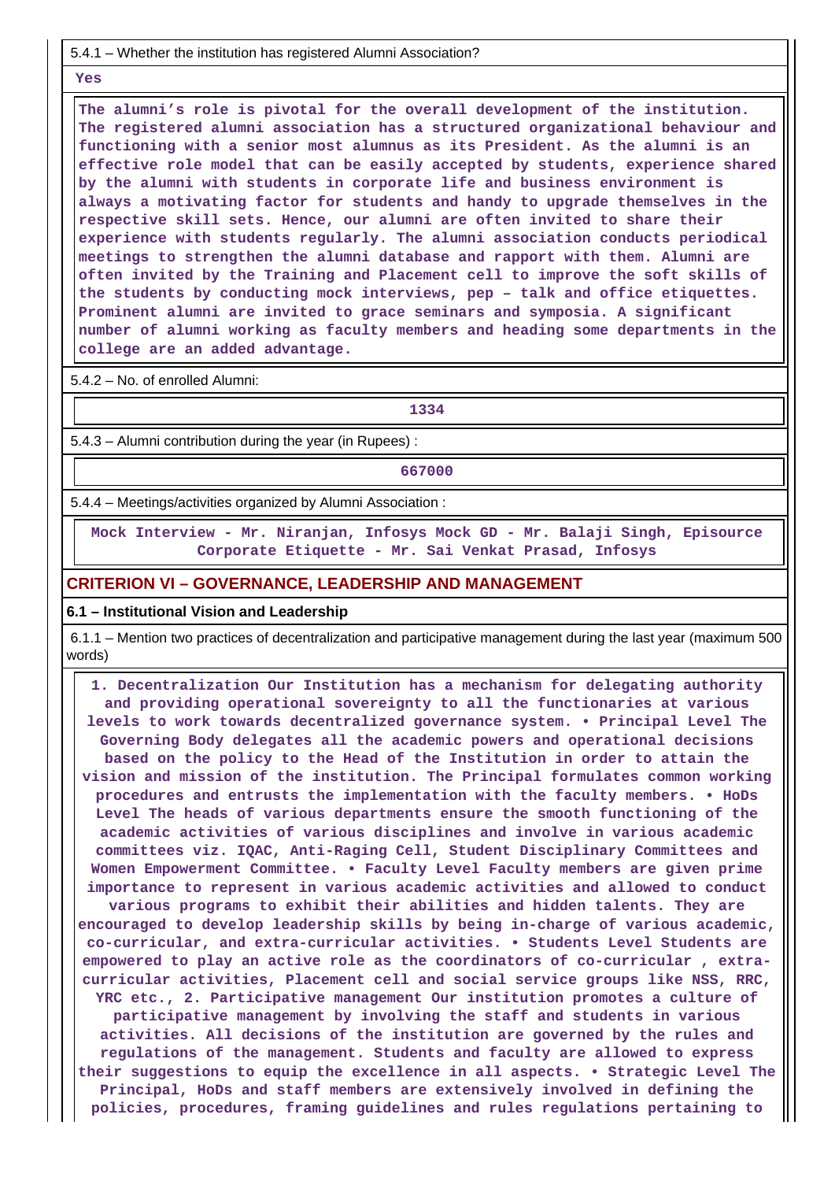5.4.1 – Whether the institution has registered Alumni Association?

Yes

The alumni's role is pivotal for the overall development of the institution. The registered alumni association has a structured organizational behaviour and functioning with a senior most alumnus as its President. As the alumni is an effective role model that can be easily accepted by students, experience shared by the alumni with students in corporate life and business environment is always a motivating factor for students and handy to upgrade themselves in the respective skill sets. Hence, our alumni are often invited to share their experience with students regularly. The alumni association conducts periodical meetings to strengthen the alumni database and rapport with them. Alumni are often invited by the Training and Placement cell to improve the soft skills of the students by conducting mock interviews, pep – talk and office etiquettes. Prominent alumni are invited to grace seminars and symposia. A significant number of alumni working as faculty members and heading some departments in the college are an added advantage.

5.4.2 – No. of enrolled Alumni:

1334

5.4.3 – Alumni contribution during the year (in Rupees) :

667000

5.4.4 – Meetings/activities organized by Alumni Association :

Mock Interview - Mr. Niranjan, Infosys Mock GD - Mr. Balaji Singh, Episource Corporate Etiquette - Mr. Sai Venkat Prasad, Infosys

## CRITERION VI – GOVERNANCE, LEADERSHIP AND MANAGEMENT

### 6.1 – Institutional Vision and Leadership

6.1.1 – Mention two practices of decentralization and participative management during the last year (maximum 500 words)

1. Decentralization Our Institution has a mechanism for delegating authority and providing operational sovereignty to all the functionaries at various levels to work towards decentralized governance system. • Principal Level The Governing Body delegates all the academic powers and operational decisions based on the policy to the Head of the Institution in order to attain the vision and mission of the institution. The Principal formulates common working procedures and entrusts the implementation with the faculty members. • HoDs Level The heads of various departments ensure the smooth functioning of the academic activities of various disciplines and involve in various academic committees viz. IQAC, Anti-Raging Cell, Student Disciplinary Committees and Women Empowerment Committee. • Faculty Level Faculty members are given prime importance to represent in various academic activities and allowed to conduct various programs to exhibit their abilities and hidden talents. They are encouraged to develop leadership skills by being in-charge of various academic, co-curricular, and extra-curricular activities. • Students Level Students are empowered to play an active role as the coordinators of co-curricular , extra-curricular activities, Placement cell and social service groups like NSS, RRC, YRC etc., 2. Participative management Our institution promotes a culture of participative management by involving the staff and students in various activities. All decisions of the institution are governed by the rules and regulations of the management. Students and faculty are allowed to express their suggestions to equip the excellence in all aspects. • Strategic Level The Principal, HoDs and staff members are extensively involved in defining the policies, procedures, framing guidelines and rules regulations pertaining to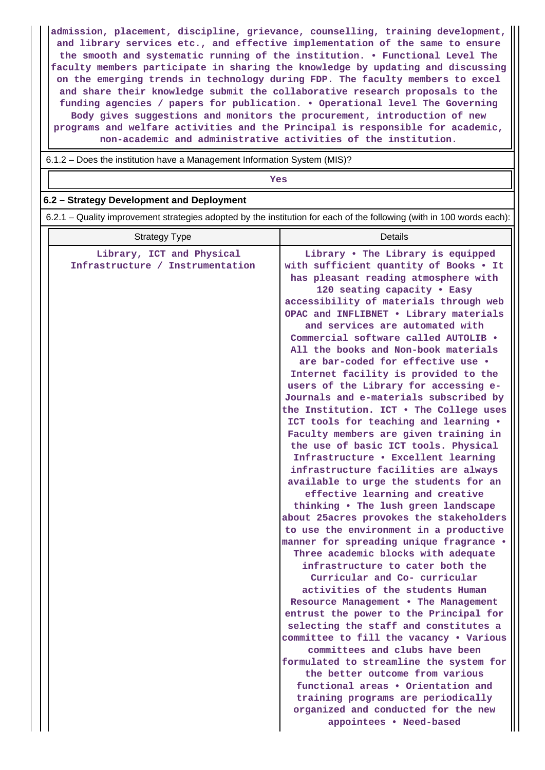admission, placement, discipline, grievance, counselling, training development, and library services etc., and effective implementation of the same to ensure the smooth and systematic running of the institution. • Functional Level The faculty members participate in sharing the knowledge by updating and discussing on the emerging trends in technology during FDP. The faculty members to excel and share their knowledge submit the collaborative research proposals to the funding agencies / papers for publication. • Operational level The Governing Body gives suggestions and monitors the procurement, introduction of new programs and welfare activities and the Principal is responsible for academic, non-academic and administrative activities of the institution.

6.1.2 – Does the institution have a Management Information System (MIS)?

Yes

## 6.2 – Strategy Development and Deployment

6.2.1 – Quality improvement strategies adopted by the institution for each of the following (with in 100 words each):

| Strategy Type | Details |
|---|---|
| Library, ICT and Physical Infrastructure / Instrumentation | Library • The Library is equipped with sufficient quantity of Books • It has pleasant reading atmosphere with 120 seating capacity • Easy accessibility of materials through web OPAC and INFLIBNET • Library materials and services are automated with Commercial software called AUTOLIB • All the books and Non-book materials are bar-coded for effective use • Internet facility is provided to the users of the Library for accessing e-Journals and e-materials subscribed by the Institution. ICT • The College uses ICT tools for teaching and learning • Faculty members are given training in the use of basic ICT tools. Physical Infrastructure • Excellent learning infrastructure facilities are always available to urge the students for an effective learning and creative thinking • The lush green landscape about 25acres provokes the stakeholders to use the environment in a productive manner for spreading unique fragrance • Three academic blocks with adequate infrastructure to cater both the Curricular and Co- curricular activities of the students Human Resource Management • The Management entrust the power to the Principal for selecting the staff and constitutes a committee to fill the vacancy • Various committees and clubs have been formulated to streamline the system for the better outcome from various functional areas • Orientation and training programs are periodically organized and conducted for the new appointees • Need-based |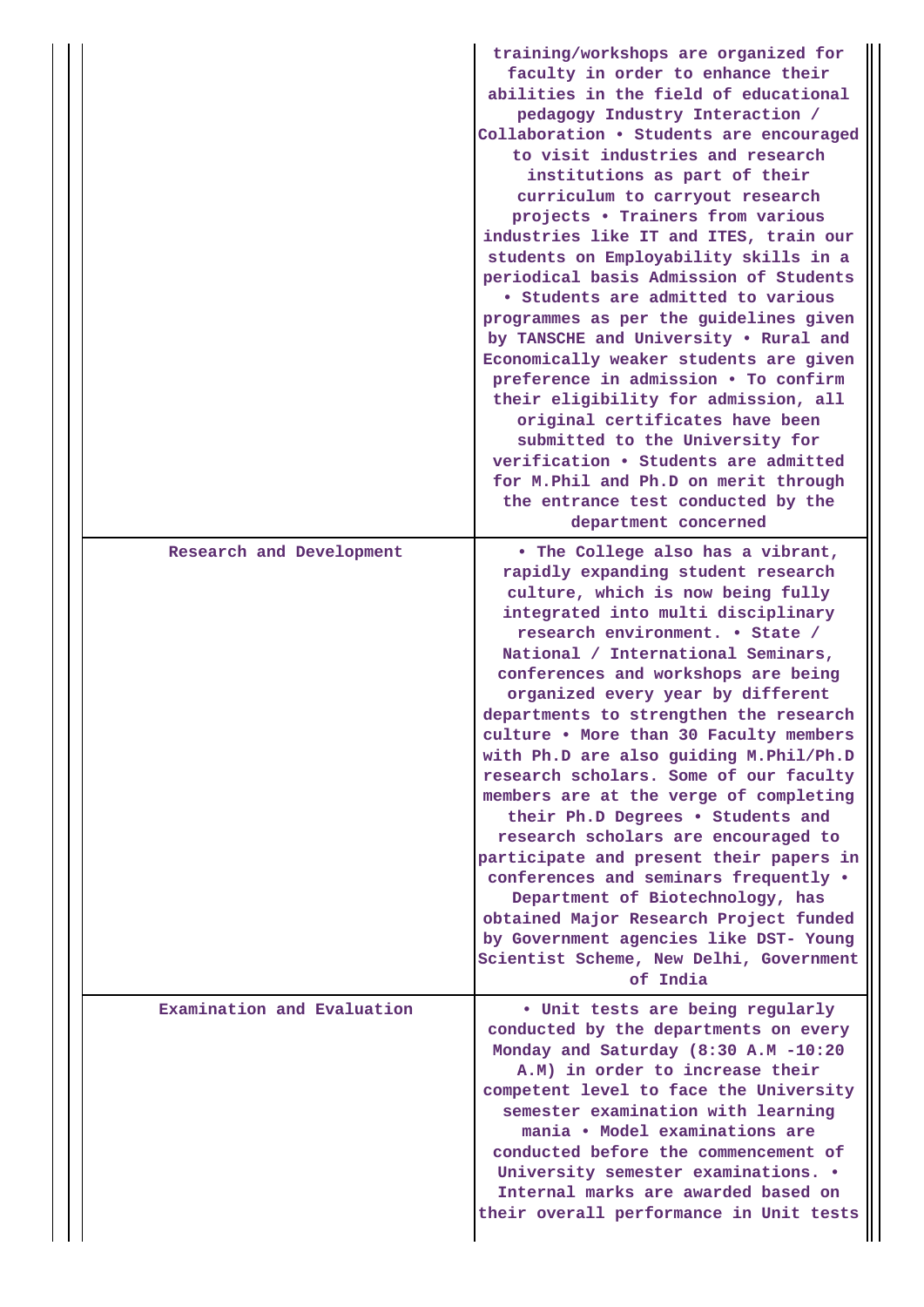| | |
|---|---|
| | training/workshops are organized for faculty in order to enhance their abilities in the field of educational pedagogy Industry Interaction / Collaboration • Students are encouraged to visit industries and research institutions as part of their curriculum to carryout research projects • Trainers from various industries like IT and ITES, train our students on Employability skills in a periodical basis Admission of Students • Students are admitted to various programmes as per the guidelines given by TANSCHE and University • Rural and Economically weaker students are given preference in admission • To confirm their eligibility for admission, all original certificates have been submitted to the University for verification • Students are admitted for M.Phil and Ph.D on merit through the entrance test conducted by the department concerned |
| Research and Development | • The College also has a vibrant, rapidly expanding student research culture, which is now being fully integrated into multi disciplinary research environment. • State / National / International Seminars, conferences and workshops are being organized every year by different departments to strengthen the research culture • More than 30 Faculty members with Ph.D are also guiding M.Phil/Ph.D research scholars. Some of our faculty members are at the verge of completing their Ph.D Degrees • Students and research scholars are encouraged to participate and present their papers in conferences and seminars frequently • Department of Biotechnology, has obtained Major Research Project funded by Government agencies like DST- Young Scientist Scheme, New Delhi, Government of India |
| Examination and Evaluation | • Unit tests are being regularly conducted by the departments on every Monday and Saturday (8:30 A.M -10:20 A.M) in order to increase their competent level to face the University semester examination with learning mania • Model examinations are conducted before the commencement of University semester examinations. • Internal marks are awarded based on their overall performance in Unit tests |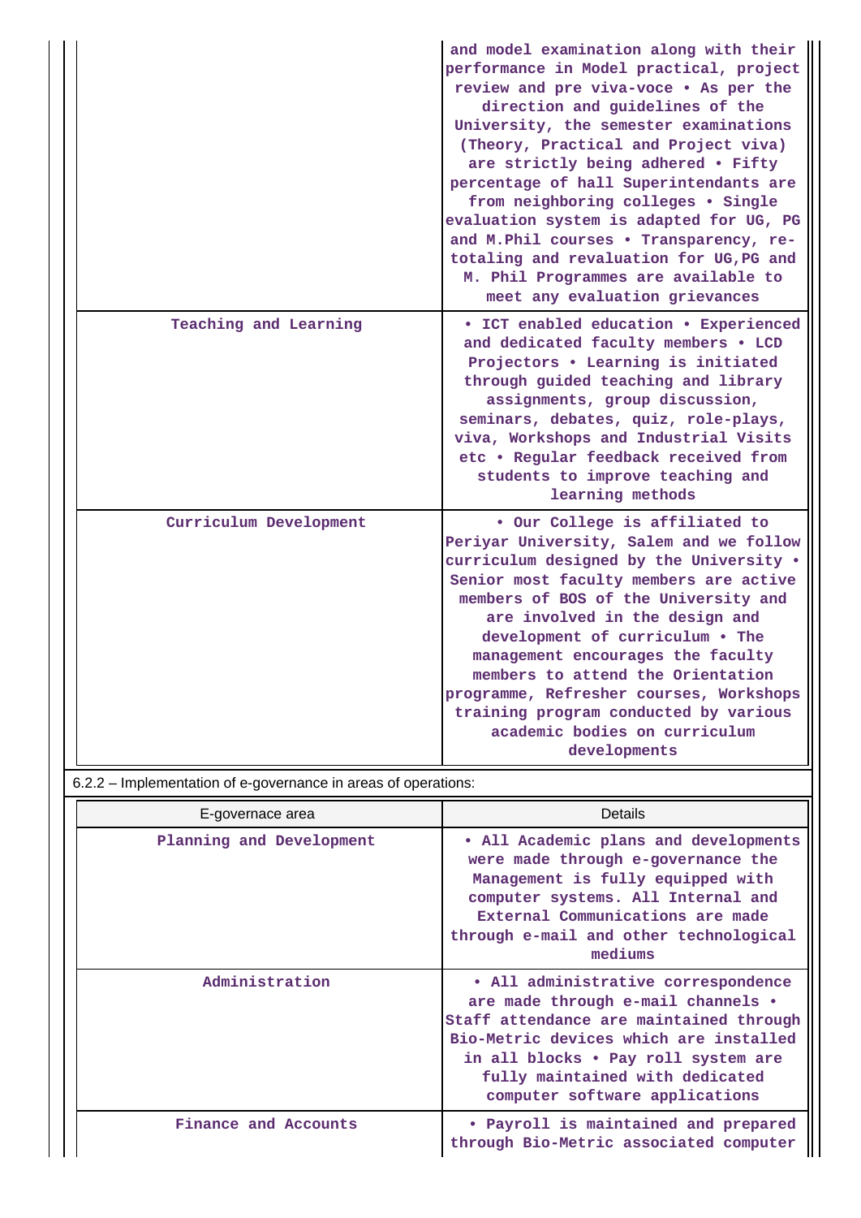| | |
|---|---|
| | and model examination along with their performance in Model practical, project review and pre viva-voce • As per the direction and guidelines of the University, the semester examinations (Theory, Practical and Project viva) are strictly being adhered • Fifty percentage of hall Superintendants are from neighboring colleges • Single evaluation system is adapted for UG, PG and M.Phil courses • Transparency, re-totaling and revaluation for UG,PG and M. Phil Programmes are available to meet any evaluation grievances |
| Teaching and Learning | • ICT enabled education • Experienced and dedicated faculty members • LCD Projectors • Learning is initiated through guided teaching and library assignments, group discussion, seminars, debates, quiz, role-plays, viva, Workshops and Industrial Visits etc • Regular feedback received from students to improve teaching and learning methods |
| Curriculum Development | • Our College is affiliated to Periyar University, Salem and we follow curriculum designed by the University • Senior most faculty members are active members of BOS of the University and are involved in the design and development of curriculum • The management encourages the faculty members to attend the Orientation programme, Refresher courses, Workshops training program conducted by various academic bodies on curriculum developments |

6.2.2 – Implementation of e-governance in areas of operations:

| E-governace area | Details |
|---|---|
| Planning and Development | • All Academic plans and developments were made through e-governance the Management is fully equipped with computer systems. All Internal and External Communications are made through e-mail and other technological mediums |
| Administration | • All administrative correspondence are made through e-mail channels • Staff attendance are maintained through Bio-Metric devices which are installed in all blocks • Pay roll system are fully maintained with dedicated computer software applications |
| Finance and Accounts | • Payroll is maintained and prepared through Bio-Metric associated computer |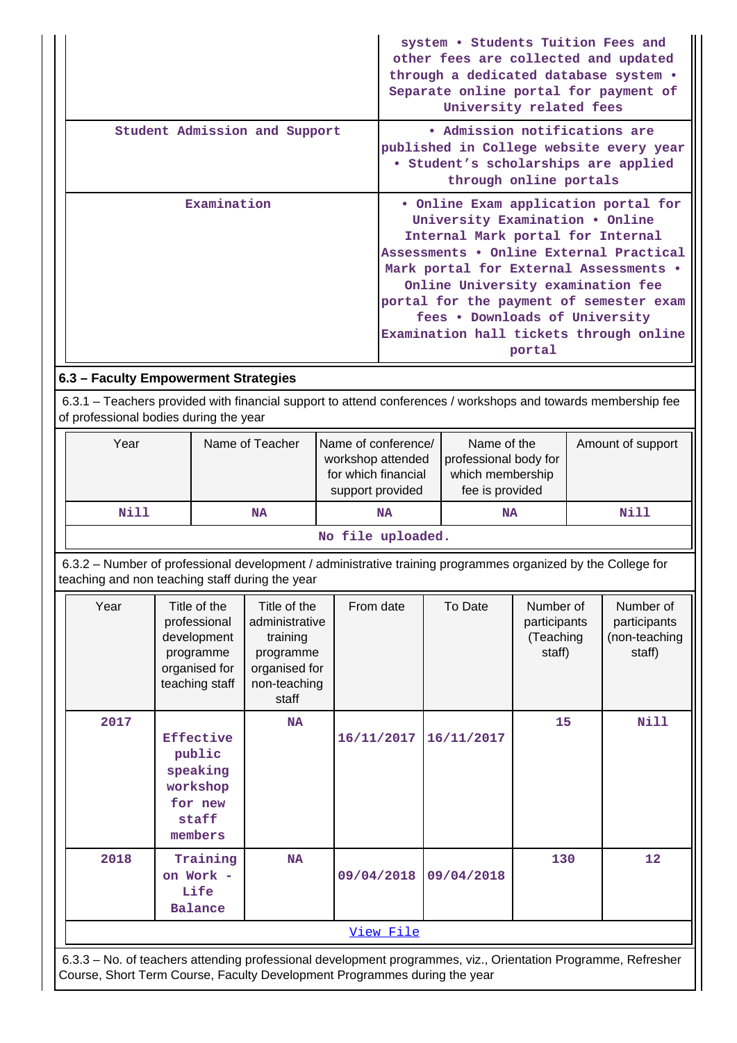| | |
|---|---|
| | system • Students Tuition Fees and other fees are collected and updated through a dedicated database system • Separate online portal for payment of University related fees |
| Student Admission and Support | • Admission notifications are published in College website every year • Student's scholarships are applied through online portals |
| Examination | • Online Exam application portal for University Examination • Online Internal Mark portal for Internal Assessments • Online External Practical Mark portal for External Assessments • Online University examination fee portal for the payment of semester exam fees • Downloads of University Examination hall tickets through online portal |

## 6.3 – Faculty Empowerment Strategies

6.3.1 – Teachers provided with financial support to attend conferences / workshops and towards membership fee of professional bodies during the year

| Year | Name of Teacher | Name of conference/ workshop attended for which financial support provided | Name of the professional body for which membership fee is provided | Amount of support |
|---|---|---|---|---|
| Nill | NA | NA | NA | Nill |
| No file uploaded. | | | | |

6.3.2 – Number of professional development / administrative training programmes organized by the College for teaching and non teaching staff during the year

| Year | Title of the professional development programme organised for teaching staff | Title of the administrative training programme organised for non-teaching staff | From date | To Date | Number of participants (Teaching staff) | Number of participants (non-teaching staff) |
|---|---|---|---|---|---|---|
| 2017 | Effective public speaking workshop for new staff members | NA | 16/11/2017 | 16/11/2017 | 15 | Nill |
| 2018 | Training on Work - Life Balance | NA | 09/04/2018 | 09/04/2018 | 130 | 12 |
| View File | | | | | | |

6.3.3 – No. of teachers attending professional development programmes, viz., Orientation Programme, Refresher Course, Short Term Course, Faculty Development Programmes during the year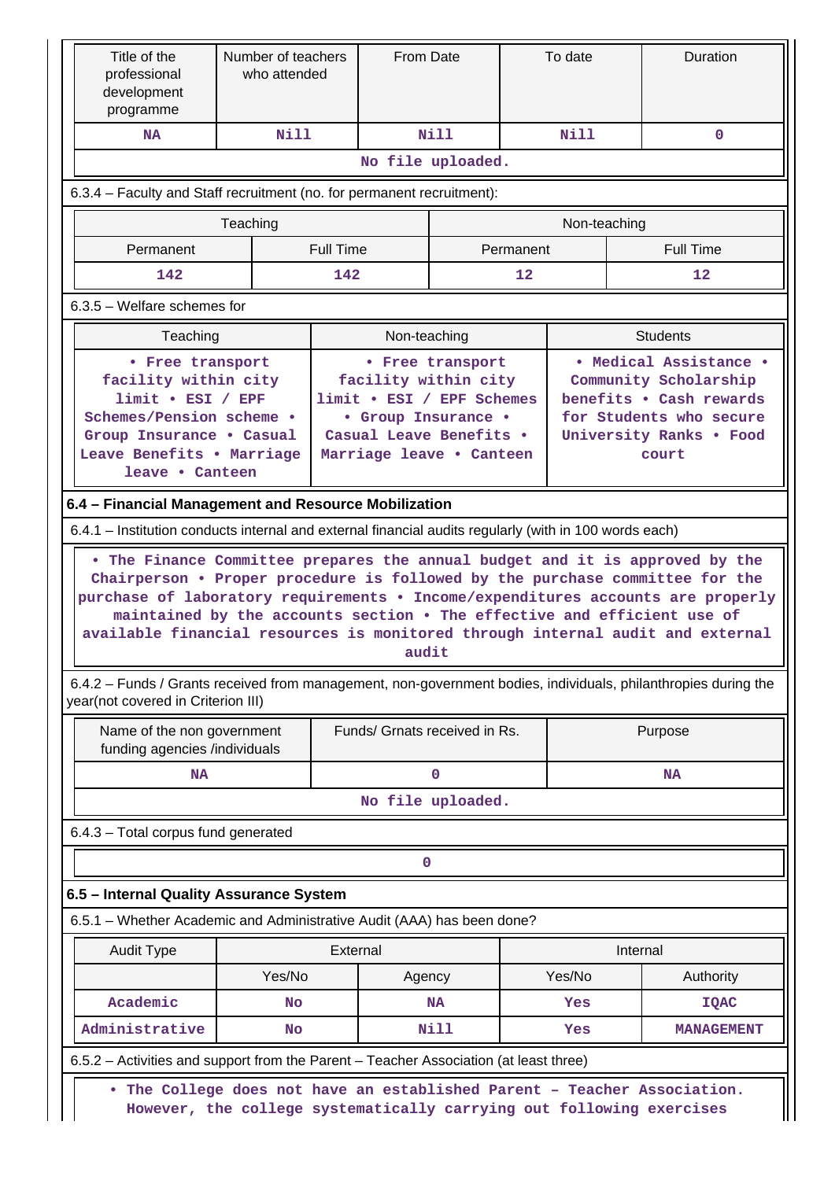| Title of the professional development programme | Number of teachers who attended | From Date | To date | Duration |
|---|---|---|---|---|
| NA | Nill | Nill | Nill | 0 |

No file uploaded.

6.3.4 – Faculty and Staff recruitment (no. for permanent recruitment):

| Teaching | | Non-teaching | |
|---|---|---|---|
| Permanent | Full Time | Permanent | Full Time |
| 142 | 142 | 12 | 12 |

6.3.5 – Welfare schemes for

| Teaching | Non-teaching | Students |
|---|---|---|
| • Free transport facility within city limit • ESI / EPF Schemes/Pension scheme • Group Insurance • Casual Leave Benefits • Marriage leave • Canteen | • Free transport facility within city limit • ESI / EPF Schemes • Group Insurance • Casual Leave Benefits • Marriage leave • Canteen | • Medical Assistance • Community Scholarship benefits • Cash rewards for Students who secure University Ranks • Food court |

**6.4 – Financial Management and Resource Mobilization**

6.4.1 – Institution conducts internal and external financial audits regularly (with in 100 words each)

• The Finance Committee prepares the annual budget and it is approved by the Chairperson • Proper procedure is followed by the purchase committee for the purchase of laboratory requirements • Income/expenditures accounts are properly maintained by the accounts section • The effective and efficient use of available financial resources is monitored through internal audit and external audit

6.4.2 – Funds / Grants received from management, non-government bodies, individuals, philanthropies during the year(not covered in Criterion III)

| Name of the non government funding agencies /individuals | Funds/ Grnats received in Rs. | Purpose |
|---|---|---|
| NA | 0 | NA |

No file uploaded.

6.4.3 – Total corpus fund generated

| 0 |
|---|

**6.5 – Internal Quality Assurance System**

6.5.1 – Whether Academic and Administrative Audit (AAA) has been done?

| Audit Type | External | | Internal | |
|---|---|---|---|---|
| | Yes/No | Agency | Yes/No | Authority |
| Academic | No | NA | Yes | IQAC |
| Administrative | No | Nill | Yes | MANAGEMENT |

6.5.2 – Activities and support from the Parent – Teacher Association (at least three)

• The College does not have an established Parent – Teacher Association. However, the college systematically carrying out following exercises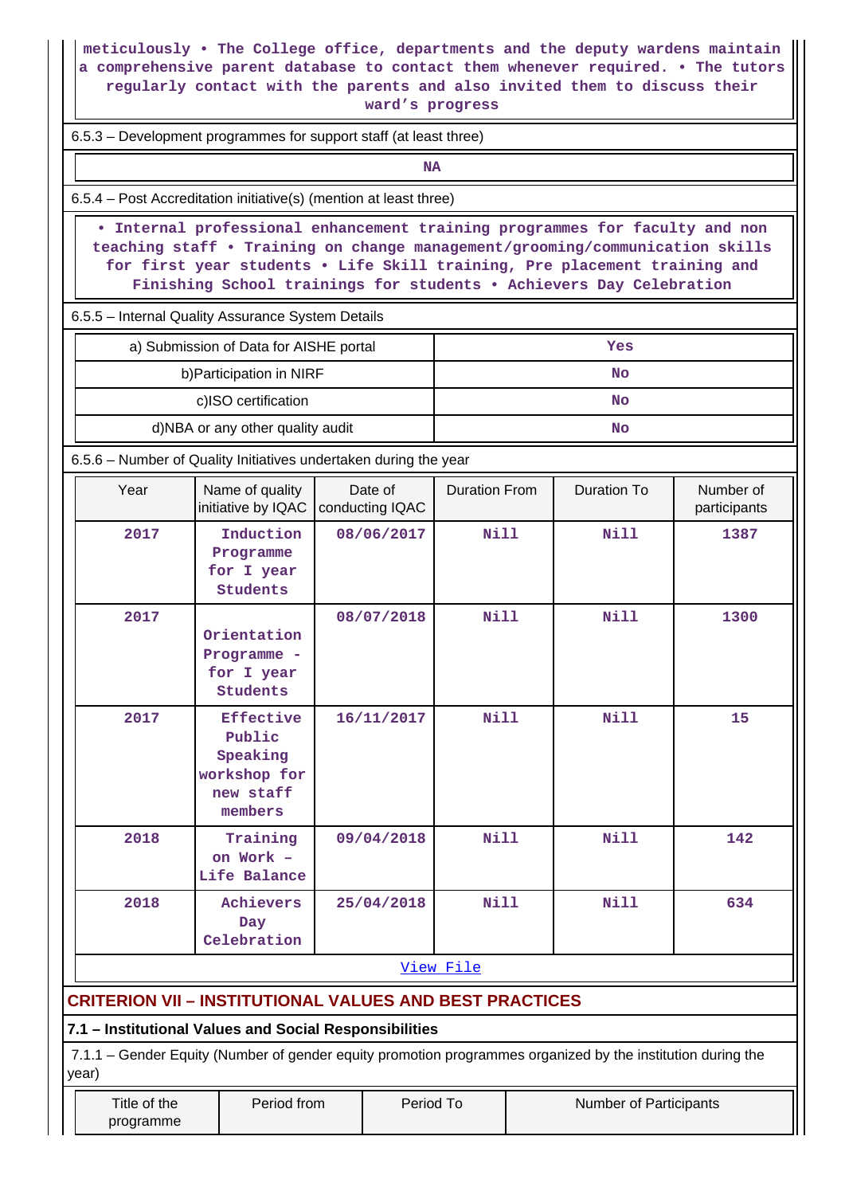meticulously • The College office, departments and the deputy wardens maintain a comprehensive parent database to contact them whenever required. • The tutors regularly contact with the parents and also invited them to discuss their ward's progress

6.5.3 – Development programmes for support staff (at least three)

NA

6.5.4 – Post Accreditation initiative(s) (mention at least three)

• Internal professional enhancement training programmes for faculty and non teaching staff • Training on change management/grooming/communication skills for first year students • Life Skill training, Pre placement training and Finishing School trainings for students • Achievers Day Celebration

6.5.5 – Internal Quality Assurance System Details

| | |
|---|---|
| a) Submission of Data for AISHE portal | Yes |
| b)Participation in NIRF | No |
| c)ISO certification | No |
| d)NBA or any other quality audit | No |

6.5.6 – Number of Quality Initiatives undertaken during the year

| Year | Name of quality initiative by IQAC | Date of conducting IQAC | Duration From | Duration To | Number of participants |
|---|---|---|---|---|---|
| 2017 | Induction Programme for I year Students | 08/06/2017 | Nill | Nill | 1387 |
| 2017 | Orientation Programme - for I year Students | 08/07/2018 | Nill | Nill | 1300 |
| 2017 | Effective Public Speaking workshop for new staff members | 16/11/2017 | Nill | Nill | 15 |
| 2018 | Training on Work – Life Balance | 09/04/2018 | Nill | Nill | 142 |
| 2018 | Achievers Day Celebration | 25/04/2018 | Nill | Nill | 634 |

View File

## CRITERION VII – INSTITUTIONAL VALUES AND BEST PRACTICES

### 7.1 – Institutional Values and Social Responsibilities

7.1.1 – Gender Equity (Number of gender equity promotion programmes organized by the institution during the year)

| Title of the programme | Period from | Period To | Number of Participants |
|---|---|---|---|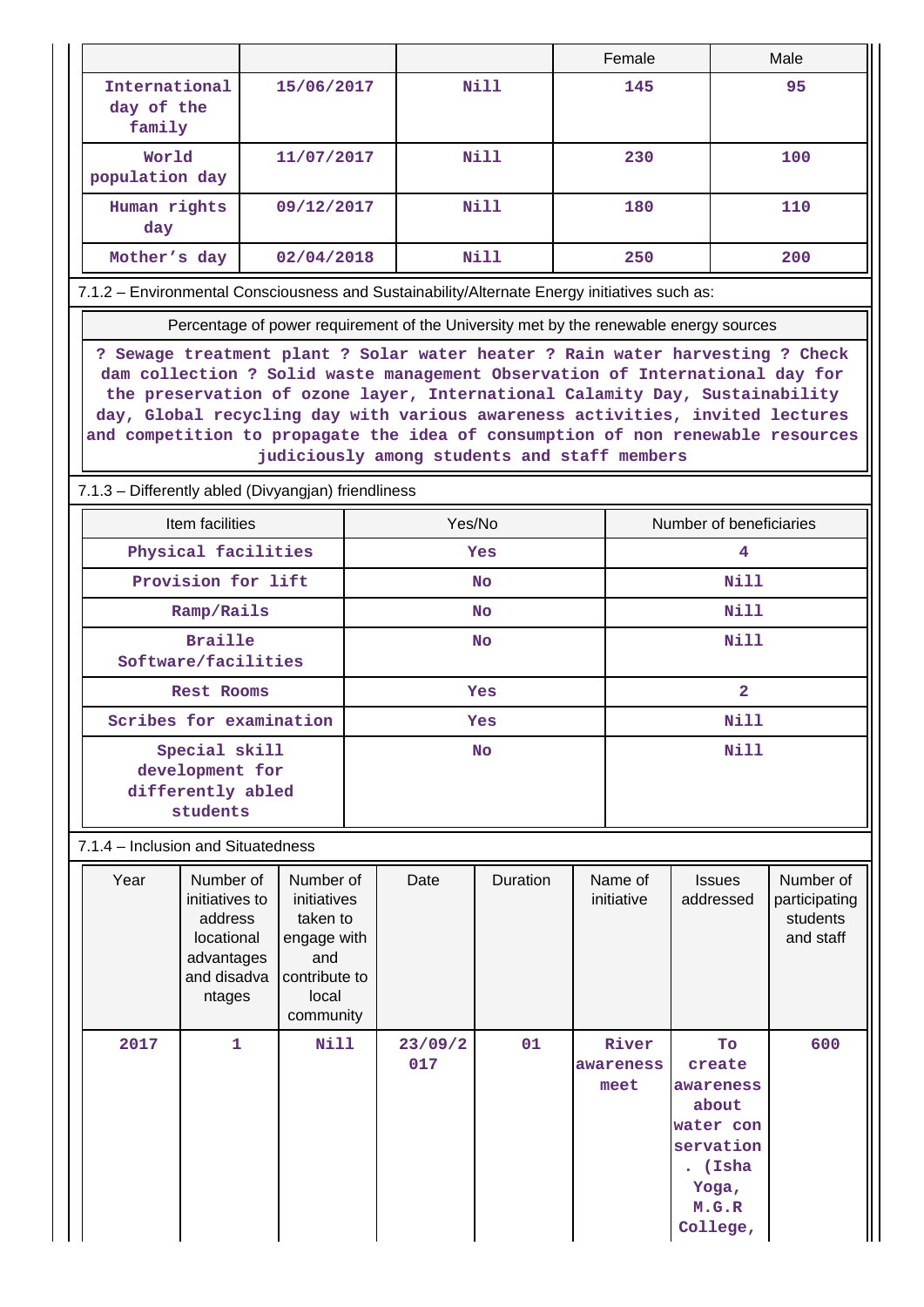| | | | Female | Male |
|---|---|---|---|---|
| International day of the family | 15/06/2017 | Nill | 145 | 95 |
| World population day | 11/07/2017 | Nill | 230 | 100 |
| Human rights day | 09/12/2017 | Nill | 180 | 110 |
| Mother's day | 02/04/2018 | Nill | 250 | 200 |

7.1.2 – Environmental Consciousness and Sustainability/Alternate Energy initiatives such as:

| Percentage of power requirement of the University met by the renewable energy sources |
|---|
| ? Sewage treatment plant ? Solar water heater ? Rain water harvesting ? Check dam collection ? Solid waste management Observation of International day for the preservation of ozone layer, International Calamity Day, Sustainability day, Global recycling day with various awareness activities, invited lectures and competition to propagate the idea of consumption of non renewable resources judiciously among students and staff members |

7.1.3 – Differently abled (Divyangjan) friendliness

| Item facilities | Yes/No | Number of beneficiaries |
|---|---|---|
| Physical facilities | Yes | 4 |
| Provision for lift | No | Nill |
| Ramp/Rails | No | Nill |
| Braille Software/facilities | No | Nill |
| Rest Rooms | Yes | 2 |
| Scribes for examination | Yes | Nill |
| Special skill development for differently abled students | No | Nill |

7.1.4 – Inclusion and Situatedness

| Year | Number of initiatives to address locational advantages and disadvantages | Number of initiatives taken to engage with and contribute to local community | Date | Duration | Name of initiative | Issues addressed | Number of participating students and staff |
|---|---|---|---|---|---|---|---|
| 2017 | 1 | Nill | 23/09/2017 | 01 | River awareness meet | To create awareness about water conservation. (Isha Yoga, M.G.R College, | 600 |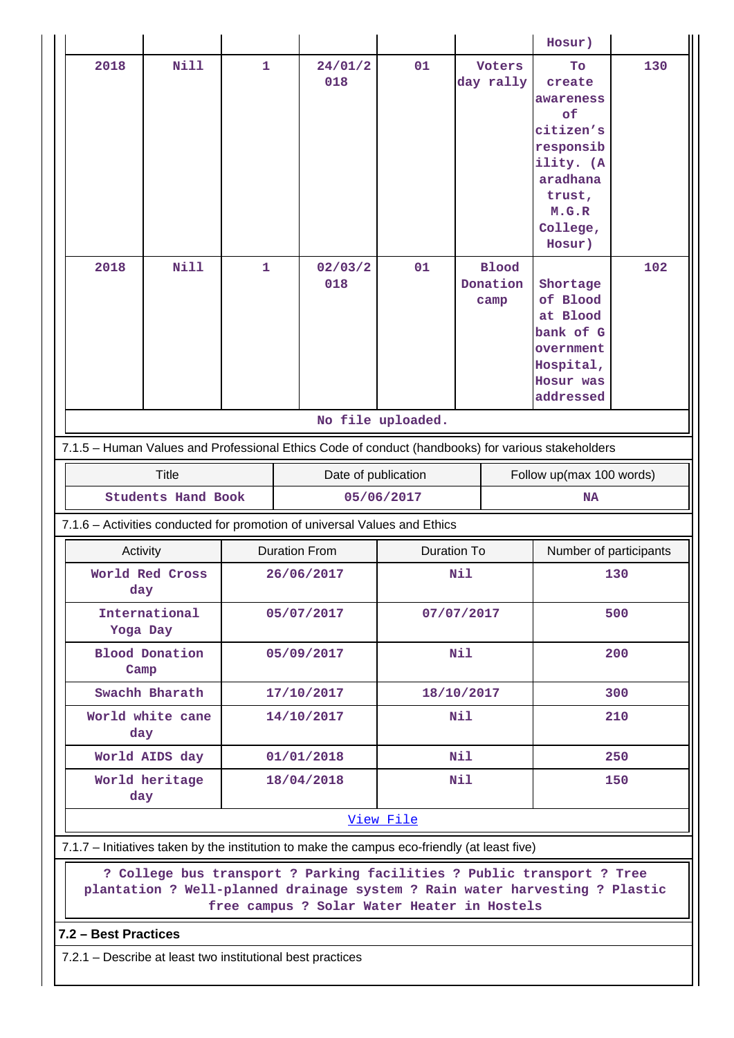| | | | | | | Hosur) | |
|---|---|---|---|---|---|---|---|
| 2018 | Nill | 1 | 24/01/2018 | 01 | Voters day rally | To create awareness of citizen's responsibility. (Aaradhana trust, M.G.R College, Hosur) | 130 |
| 2018 | Nill | 1 | 02/03/2018 | 01 | Blood Donation camp | Shortage of Blood at Blood bank of Government Hospital, Hosur was addressed | 102 |

No file uploaded.

7.1.5 – Human Values and Professional Ethics Code of conduct (handbooks) for various stakeholders

| Title | Date of publication | Follow up(max 100 words) |
|---|---|---|
| Students Hand Book | 05/06/2017 | NA |

7.1.6 – Activities conducted for promotion of universal Values and Ethics

| Activity | Duration From | Duration To | Number of participants |
|---|---|---|---|
| World Red Cross day | 26/06/2017 | Nil | 130 |
| International Yoga Day | 05/07/2017 | 07/07/2017 | 500 |
| Blood Donation Camp | 05/09/2017 | Nil | 200 |
| Swachh Bharath | 17/10/2017 | 18/10/2017 | 300 |
| World white cane day | 14/10/2017 | Nil | 210 |
| World AIDS day | 01/01/2018 | Nil | 250 |
| World heritage day | 18/04/2018 | Nil | 150 |

View File

7.1.7 – Initiatives taken by the institution to make the campus eco-friendly (at least five)

? College bus transport ? Parking facilities ? Public transport ? Tree plantation ? Well-planned drainage system ? Rain water harvesting ? Plastic free campus ? Solar Water Heater in Hostels

**7.2 – Best Practices**

7.2.1 – Describe at least two institutional best practices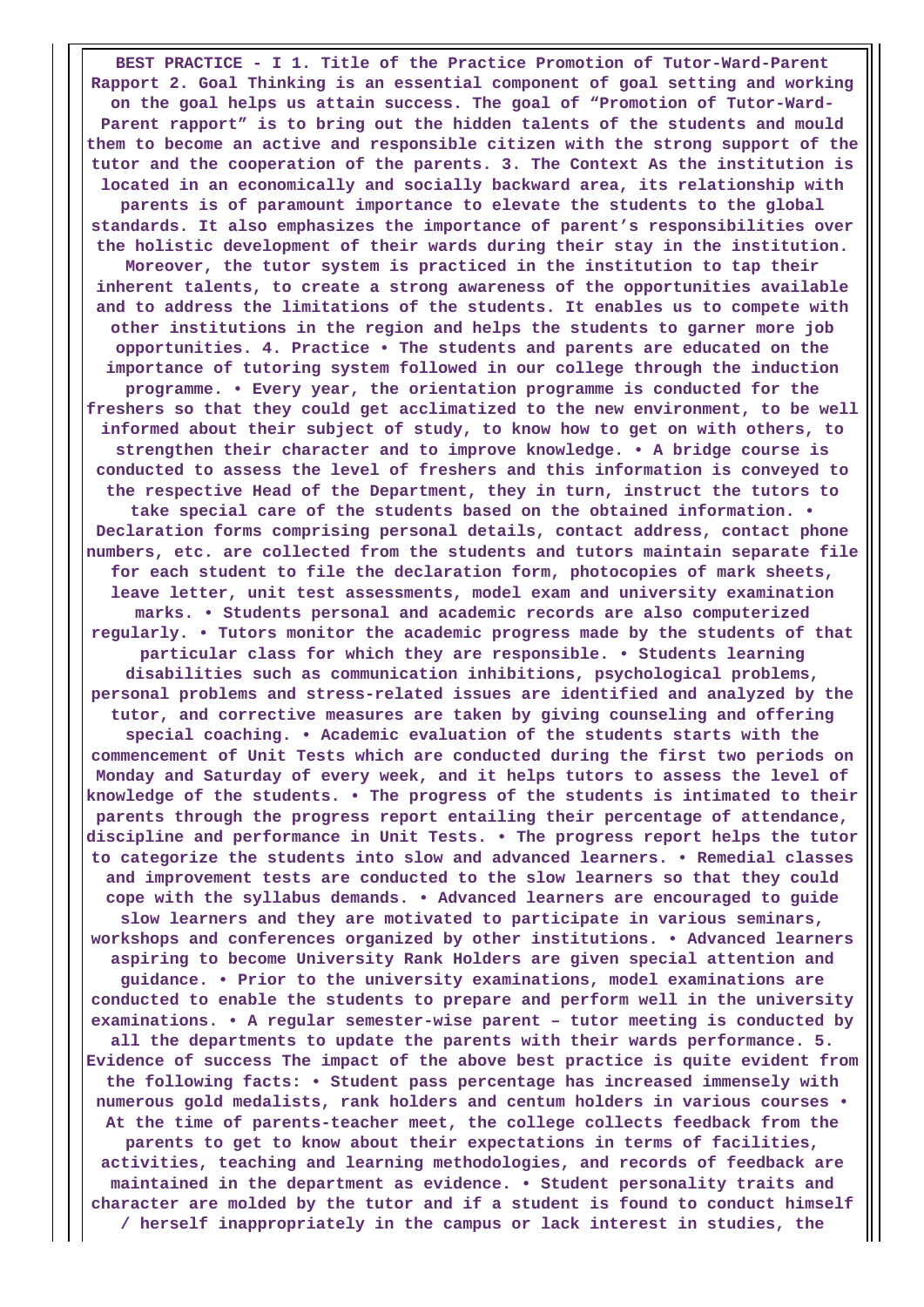**BEST PRACTICE - I 1. Title of the Practice Promotion of Tutor-Ward-Parent Rapport 2. Goal Thinking is an essential component of goal setting and working on the goal helps us attain success. The goal of "Promotion of Tutor-Ward-Parent rapport" is to bring out the hidden talents of the students and mould them to become an active and responsible citizen with the strong support of the tutor and the cooperation of the parents. 3. The Context As the institution is located in an economically and socially backward area, its relationship with parents is of paramount importance to elevate the students to the global standards. It also emphasizes the importance of parent's responsibilities over the holistic development of their wards during their stay in the institution. Moreover, the tutor system is practiced in the institution to tap their inherent talents, to create a strong awareness of the opportunities available and to address the limitations of the students. It enables us to compete with other institutions in the region and helps the students to garner more job opportunities. 4. Practice • The students and parents are educated on the importance of tutoring system followed in our college through the induction programme. • Every year, the orientation programme is conducted for the freshers so that they could get acclimatized to the new environment, to be well informed about their subject of study, to know how to get on with others, to strengthen their character and to improve knowledge. • A bridge course is conducted to assess the level of freshers and this information is conveyed to the respective Head of the Department, they in turn, instruct the tutors to take special care of the students based on the obtained information. • Declaration forms comprising personal details, contact address, contact phone numbers, etc. are collected from the students and tutors maintain separate file for each student to file the declaration form, photocopies of mark sheets, leave letter, unit test assessments, model exam and university examination marks. • Students personal and academic records are also computerized regularly. • Tutors monitor the academic progress made by the students of that particular class for which they are responsible. • Students learning disabilities such as communication inhibitions, psychological problems, personal problems and stress-related issues are identified and analyzed by the tutor, and corrective measures are taken by giving counseling and offering special coaching. • Academic evaluation of the students starts with the commencement of Unit Tests which are conducted during the first two periods on Monday and Saturday of every week, and it helps tutors to assess the level of knowledge of the students. • The progress of the students is intimated to their parents through the progress report entailing their percentage of attendance, discipline and performance in Unit Tests. • The progress report helps the tutor to categorize the students into slow and advanced learners. • Remedial classes and improvement tests are conducted to the slow learners so that they could cope with the syllabus demands. • Advanced learners are encouraged to guide slow learners and they are motivated to participate in various seminars, workshops and conferences organized by other institutions. • Advanced learners aspiring to become University Rank Holders are given special attention and guidance. • Prior to the university examinations, model examinations are conducted to enable the students to prepare and perform well in the university examinations. • A regular semester-wise parent – tutor meeting is conducted by all the departments to update the parents with their wards performance. 5. Evidence of success The impact of the above best practice is quite evident from the following facts: • Student pass percentage has increased immensely with numerous gold medalists, rank holders and centum holders in various courses • At the time of parents-teacher meet, the college collects feedback from the parents to get to know about their expectations in terms of facilities, activities, teaching and learning methodologies, and records of feedback are maintained in the department as evidence. • Student personality traits and character are molded by the tutor and if a student is found to conduct himself / herself inappropriately in the campus or lack interest in studies, the**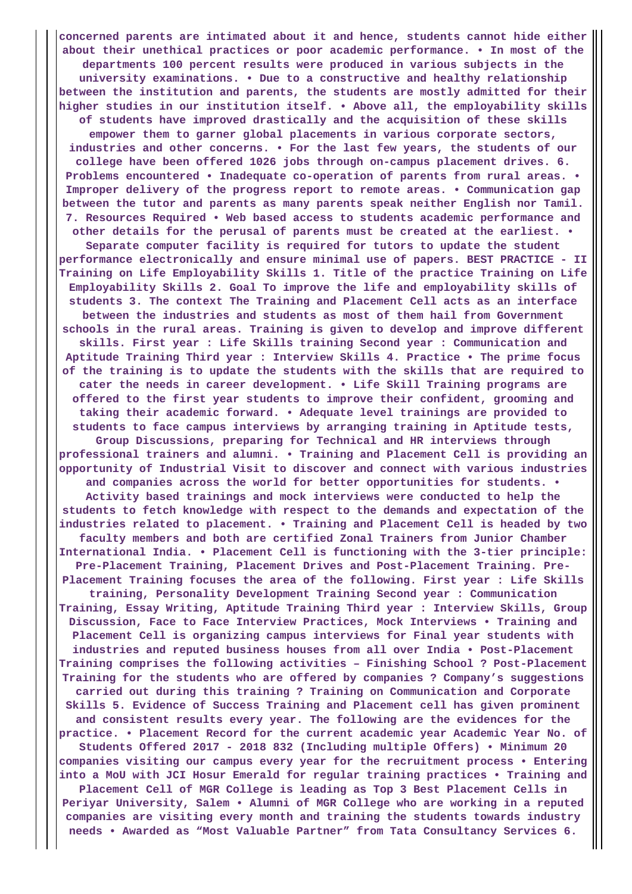**concerned parents are intimated about it and hence, students cannot hide either about their unethical practices or poor academic performance. • In most of the departments 100 percent results were produced in various subjects in the university examinations. • Due to a constructive and healthy relationship between the institution and parents, the students are mostly admitted for their higher studies in our institution itself. • Above all, the employability skills of students have improved drastically and the acquisition of these skills empower them to garner global placements in various corporate sectors, industries and other concerns. • For the last few years, the students of our college have been offered 1026 jobs through on-campus placement drives. 6. Problems encountered • Inadequate co-operation of parents from rural areas. • Improper delivery of the progress report to remote areas. • Communication gap between the tutor and parents as many parents speak neither English nor Tamil. 7. Resources Required • Web based access to students academic performance and other details for the perusal of parents must be created at the earliest. • Separate computer facility is required for tutors to update the student performance electronically and ensure minimal use of papers. BEST PRACTICE - II Training on Life Employability Skills 1. Title of the practice Training on Life Employability Skills 2. Goal To improve the life and employability skills of students 3. The context The Training and Placement Cell acts as an interface between the industries and students as most of them hail from Government schools in the rural areas. Training is given to develop and improve different skills. First year : Life Skills training Second year : Communication and Aptitude Training Third year : Interview Skills 4. Practice • The prime focus of the training is to update the students with the skills that are required to cater the needs in career development. • Life Skill Training programs are offered to the first year students to improve their confident, grooming and taking their academic forward. • Adequate level trainings are provided to students to face campus interviews by arranging training in Aptitude tests, Group Discussions, preparing for Technical and HR interviews through professional trainers and alumni. • Training and Placement Cell is providing an opportunity of Industrial Visit to discover and connect with various industries and companies across the world for better opportunities for students. • Activity based trainings and mock interviews were conducted to help the students to fetch knowledge with respect to the demands and expectation of the industries related to placement. • Training and Placement Cell is headed by two faculty members and both are certified Zonal Trainers from Junior Chamber International India. • Placement Cell is functioning with the 3-tier principle: Pre-Placement Training, Placement Drives and Post-Placement Training. Pre-Placement Training focuses the area of the following. First year : Life Skills training, Personality Development Training Second year : Communication Training, Essay Writing, Aptitude Training Third year : Interview Skills, Group Discussion, Face to Face Interview Practices, Mock Interviews • Training and Placement Cell is organizing campus interviews for Final year students with industries and reputed business houses from all over India • Post-Placement Training comprises the following activities – Finishing School ? Post-Placement Training for the students who are offered by companies ? Company's suggestions carried out during this training ? Training on Communication and Corporate Skills 5. Evidence of Success Training and Placement cell has given prominent and consistent results every year. The following are the evidences for the practice. • Placement Record for the current academic year Academic Year No. of Students Offered 2017 - 2018 832 (Including multiple Offers) • Minimum 20 companies visiting our campus every year for the recruitment process • Entering into a MoU with JCI Hosur Emerald for regular training practices • Training and Placement Cell of MGR College is leading as Top 3 Best Placement Cells in Periyar University, Salem • Alumni of MGR College who are working in a reputed companies are visiting every month and training the students towards industry needs • Awarded as "Most Valuable Partner" from Tata Consultancy Services 6.**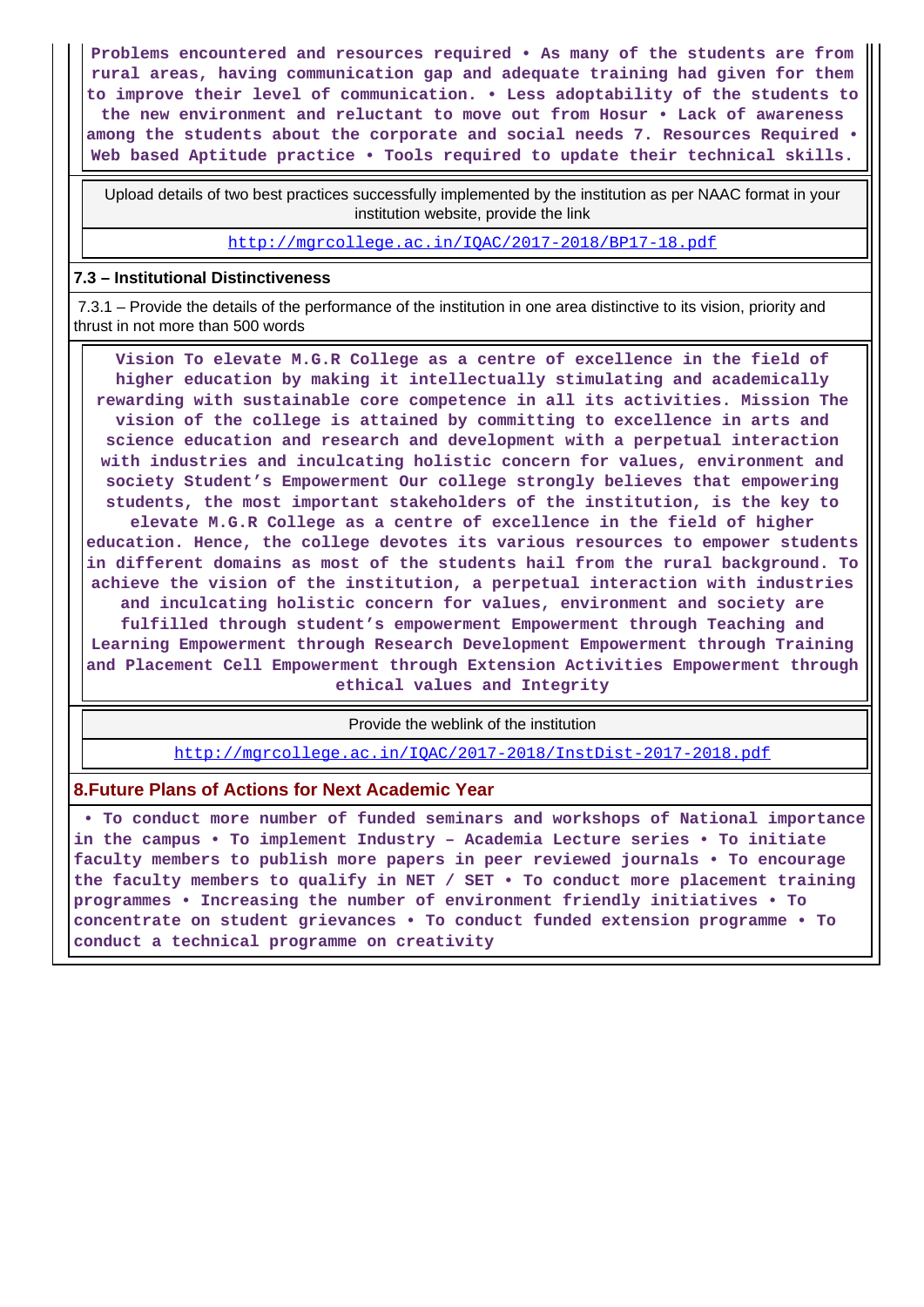Problems encountered and resources required • As many of the students are from rural areas, having communication gap and adequate training had given for them to improve their level of communication. • Less adoptability of the students to the new environment and reluctant to move out from Hosur • Lack of awareness among the students about the corporate and social needs 7. Resources Required • Web based Aptitude practice • Tools required to update their technical skills.

| Upload details of two best practices successfully implemented by the institution as per NAAC format in your institution website, provide the link |
|---|
| http://mgrcollege.ac.in/IQAC/2017-2018/BP17-18.pdf |

**7.3 – Institutional Distinctiveness**

7.3.1 – Provide the details of the performance of the institution in one area distinctive to its vision, priority and thrust in not more than 500 words

Vision To elevate M.G.R College as a centre of excellence in the field of higher education by making it intellectually stimulating and academically rewarding with sustainable core competence in all its activities. Mission The vision of the college is attained by committing to excellence in arts and science education and research and development with a perpetual interaction with industries and inculcating holistic concern for values, environment and society Student's Empowerment Our college strongly believes that empowering students, the most important stakeholders of the institution, is the key to elevate M.G.R College as a centre of excellence in the field of higher education. Hence, the college devotes its various resources to empower students in different domains as most of the students hail from the rural background. To achieve the vision of the institution, a perpetual interaction with industries and inculcating holistic concern for values, environment and society are fulfilled through student's empowerment Empowerment through Teaching and Learning Empowerment through Research Development Empowerment through Training and Placement Cell Empowerment through Extension Activities Empowerment through ethical values and Integrity

| Provide the weblink of the institution |
|---|
| http://mgrcollege.ac.in/IQAC/2017-2018/InstDist-2017-2018.pdf |

## 8.Future Plans of Actions for Next Academic Year

• To conduct more number of funded seminars and workshops of National importance in the campus • To implement Industry – Academia Lecture series • To initiate faculty members to publish more papers in peer reviewed journals • To encourage the faculty members to qualify in NET / SET • To conduct more placement training programmes • Increasing the number of environment friendly initiatives • To concentrate on student grievances • To conduct funded extension programme • To conduct a technical programme on creativity